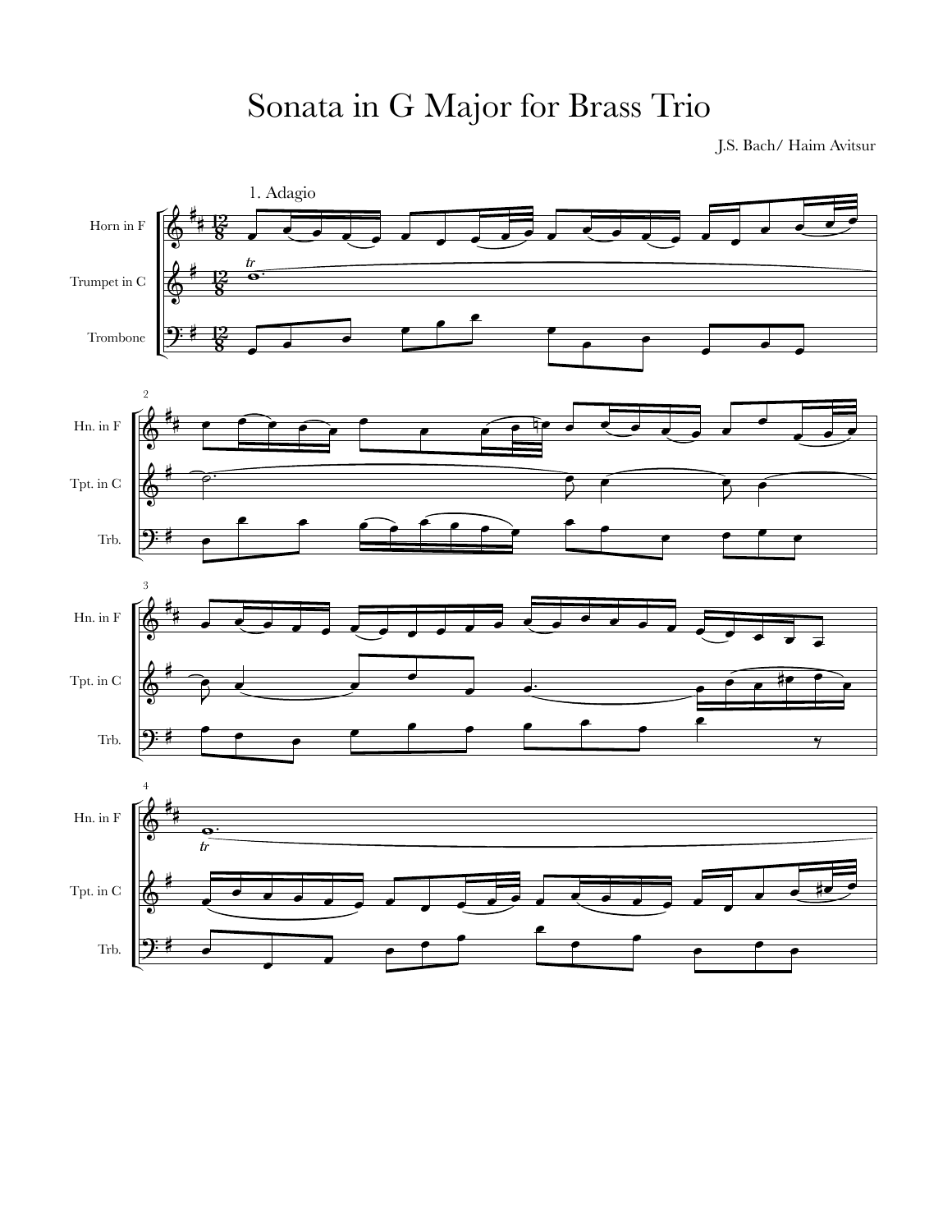# Sonata in G Major for Brass Trio

J.S. Bach/ Haim Avitsur

1. Adagio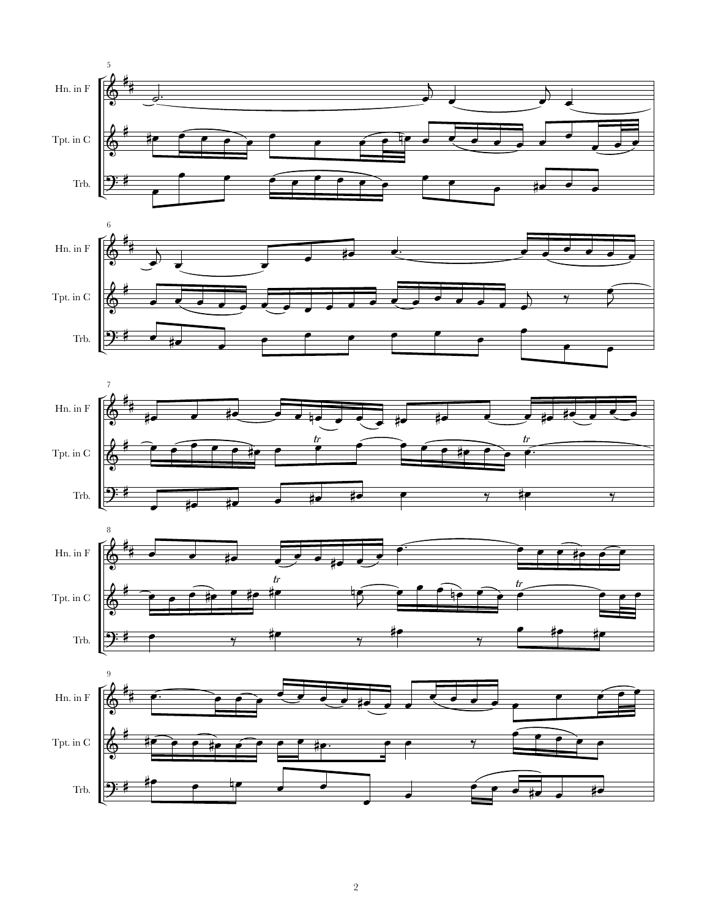Hn. in F

Tpt. in C

Trb.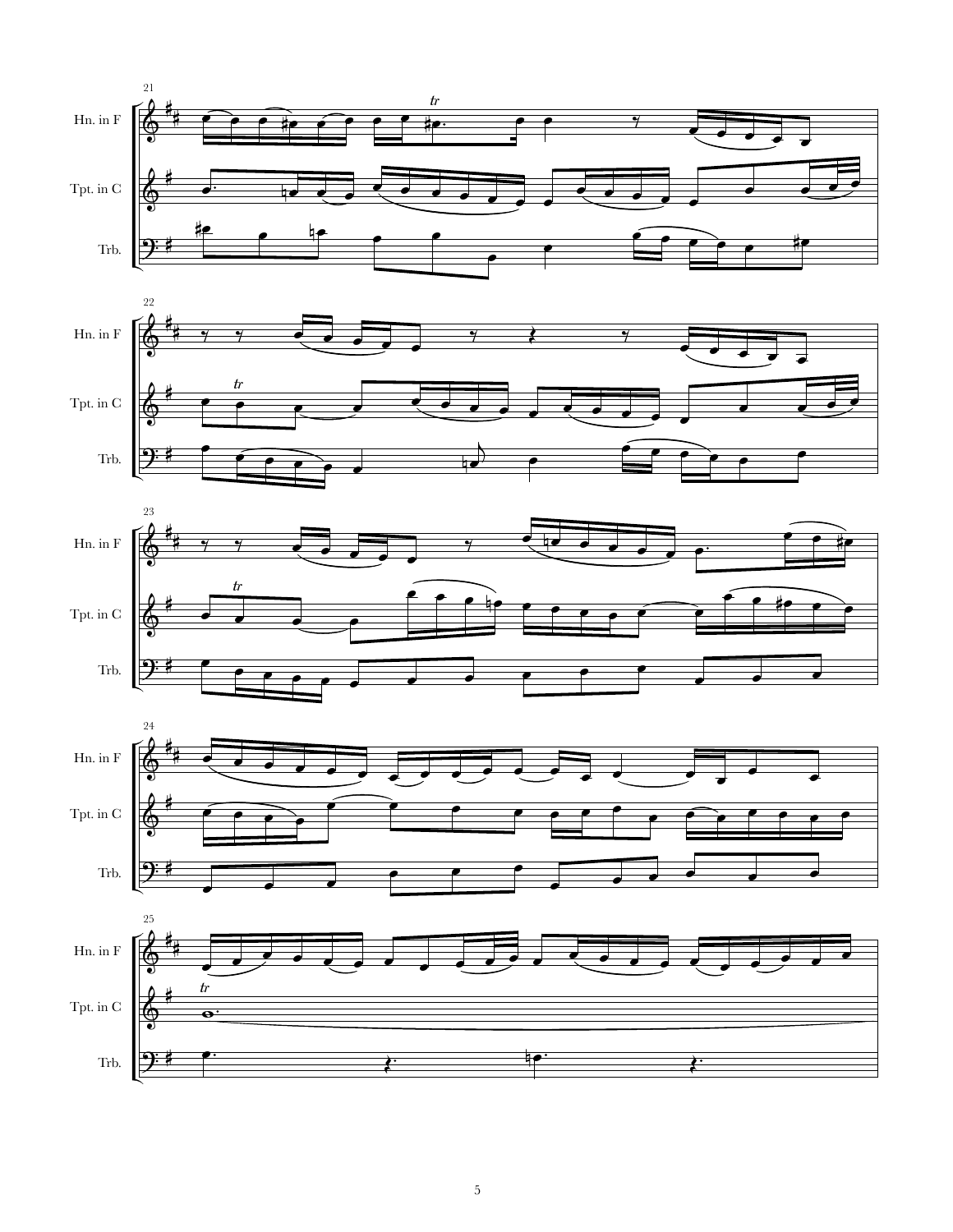21

Hn. in F

Tpt. in C

Trb.

22

Hn. in F

Tpt. in C

Trb.

23

Hn. in F

Tpt. in C

Trb.

24

Hn. in F

Tpt. in C

Trb.

25

Hn. in F

Tpt. in C

Trb.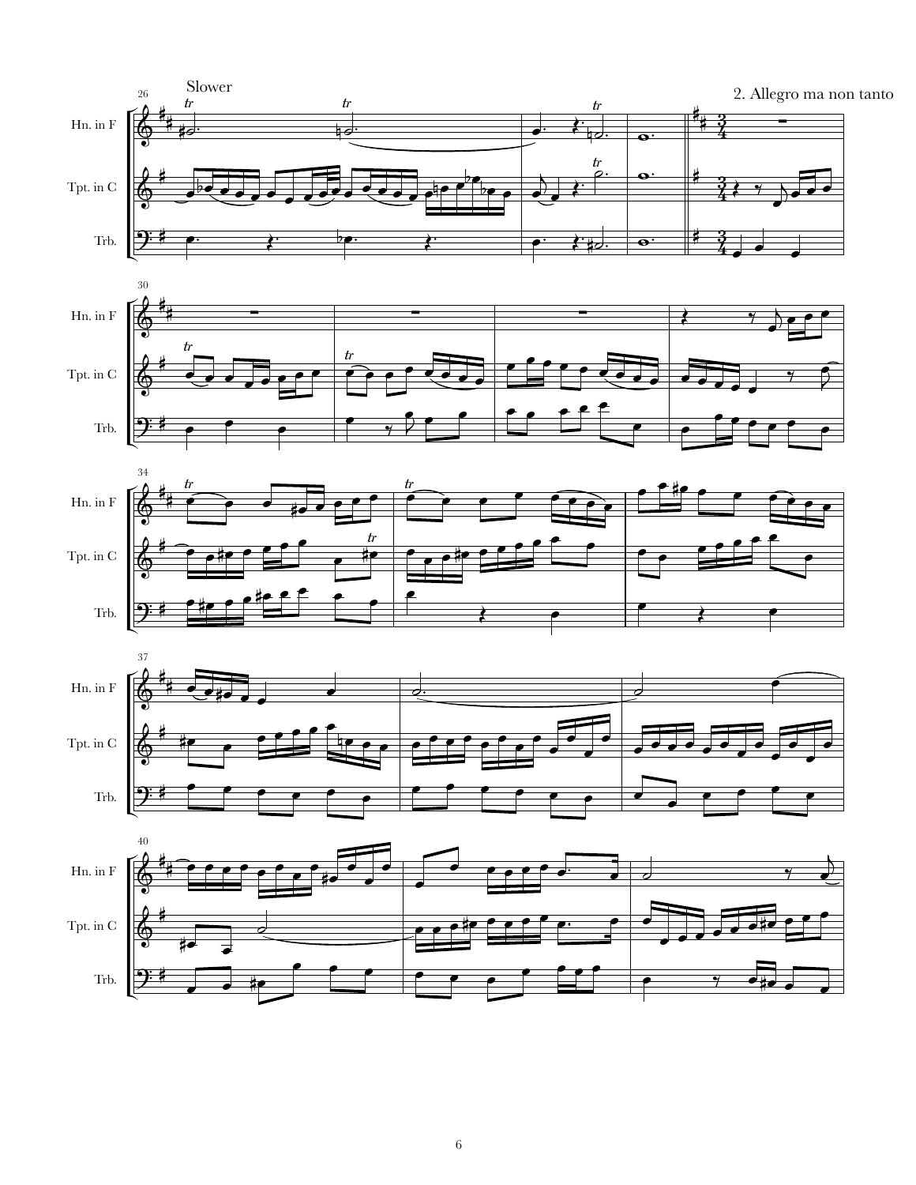Slower

2. Allegro ma non tanto

Hn. in F

Tpt. in C

Trb.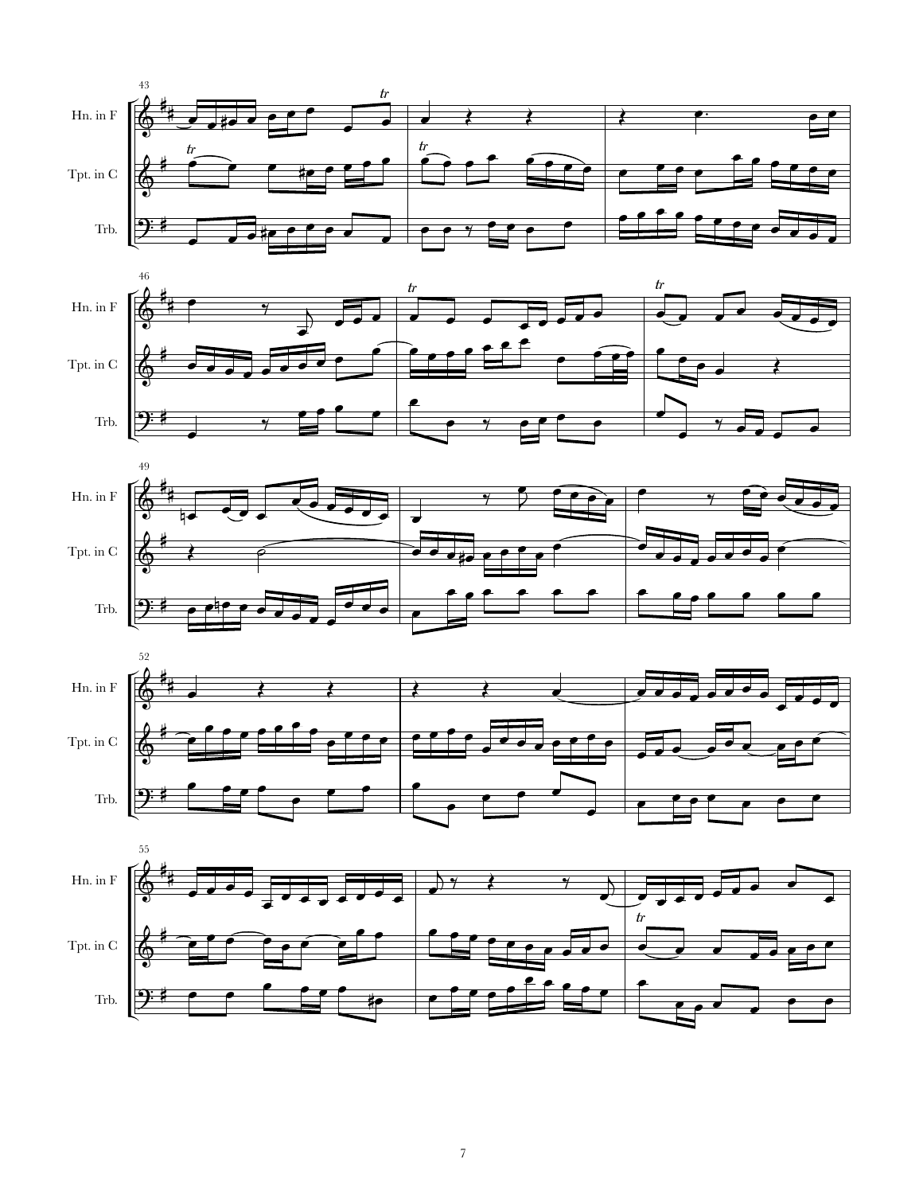43

Hn. in F

Tpt. in C

Trb.

46

Hn. in F

Tpt. in C

Trb.

49

Hn. in F

Tpt. in C

Trb.

52

Hn. in F

Tpt. in C

Trb.

55

Hn. in F

Tpt. in C

Trb.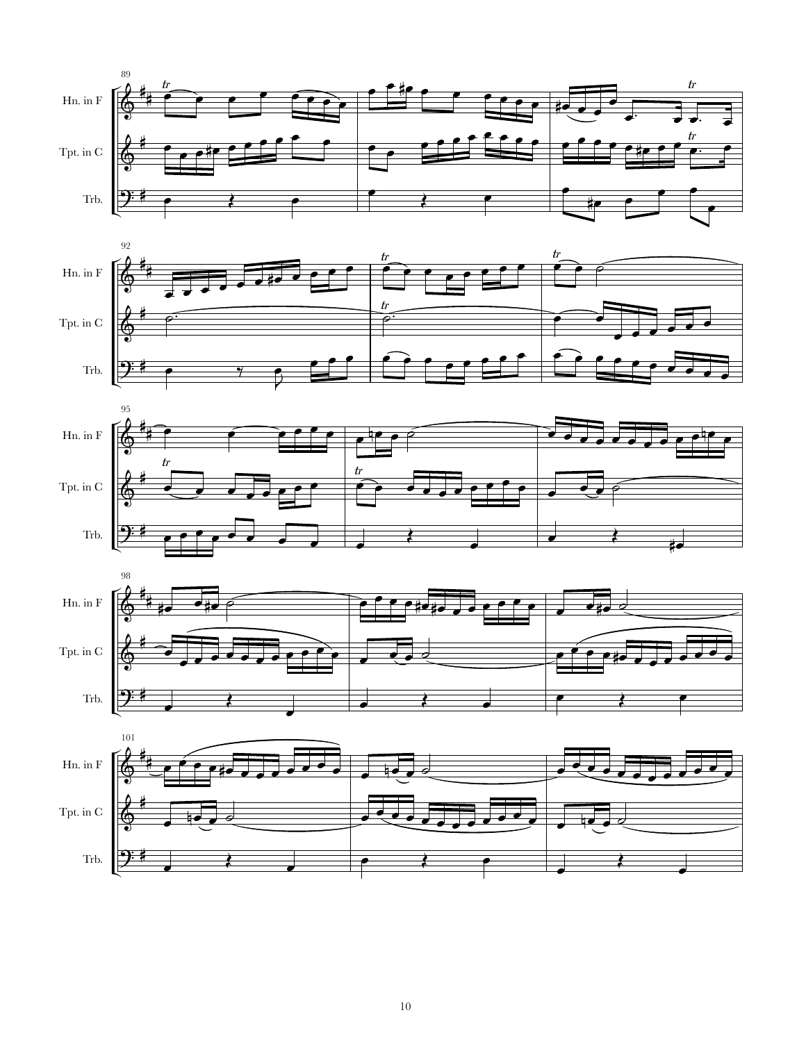Hn. in F

Tpt. in C

Trb.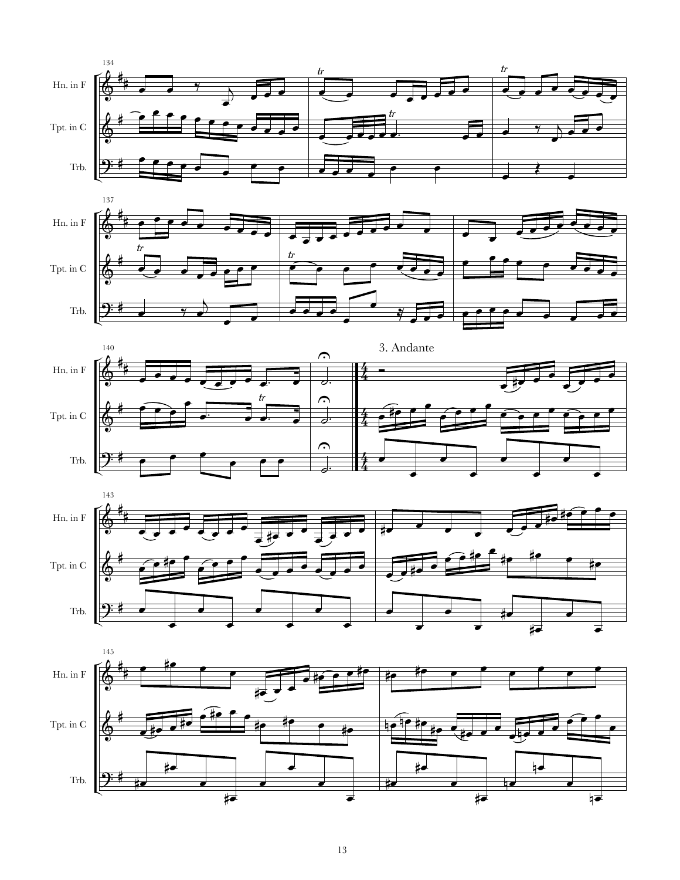3. Andante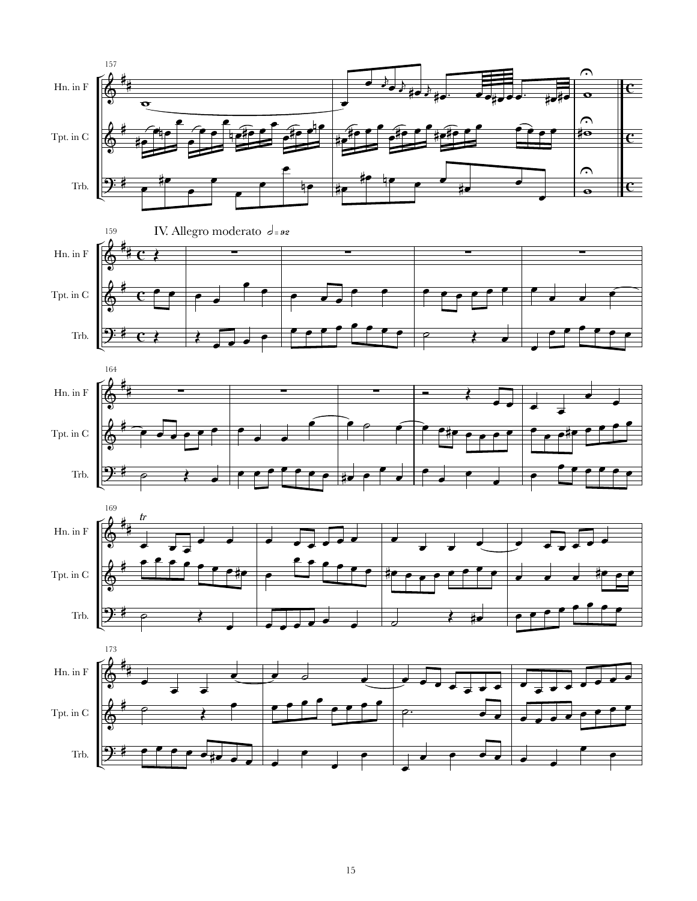## IV. Allegro moderato 𝅗𝅥 = 92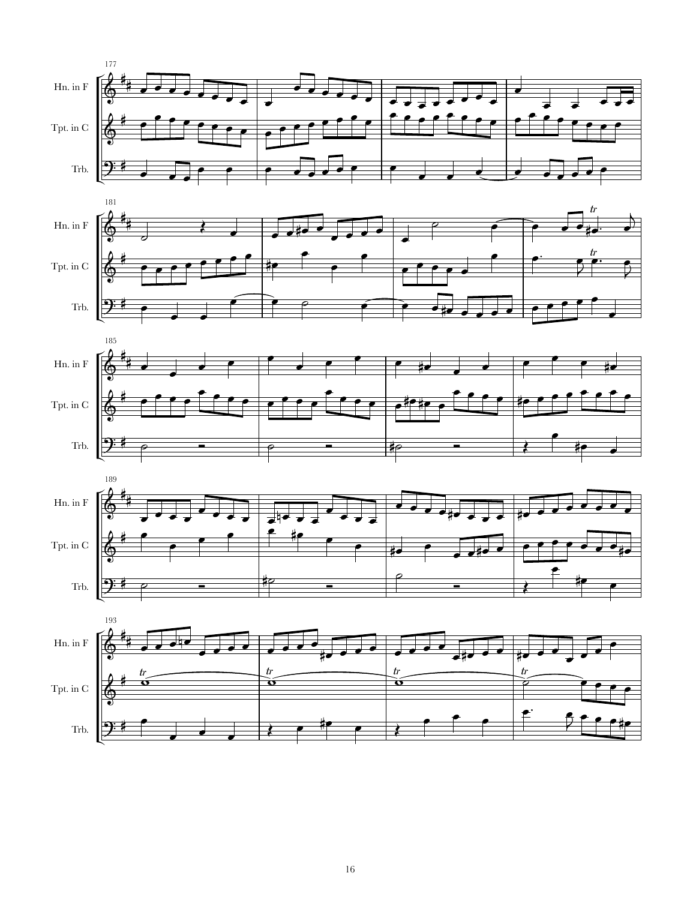177

Hn. in F

Tpt. in C

Trb.

181

Hn. in F

Tpt. in C

Trb.

185

Hn. in F

Tpt. in C

Trb.

189

Hn. in F

Tpt. in C

Trb.

193

Hn. in F

Tpt. in C

Trb.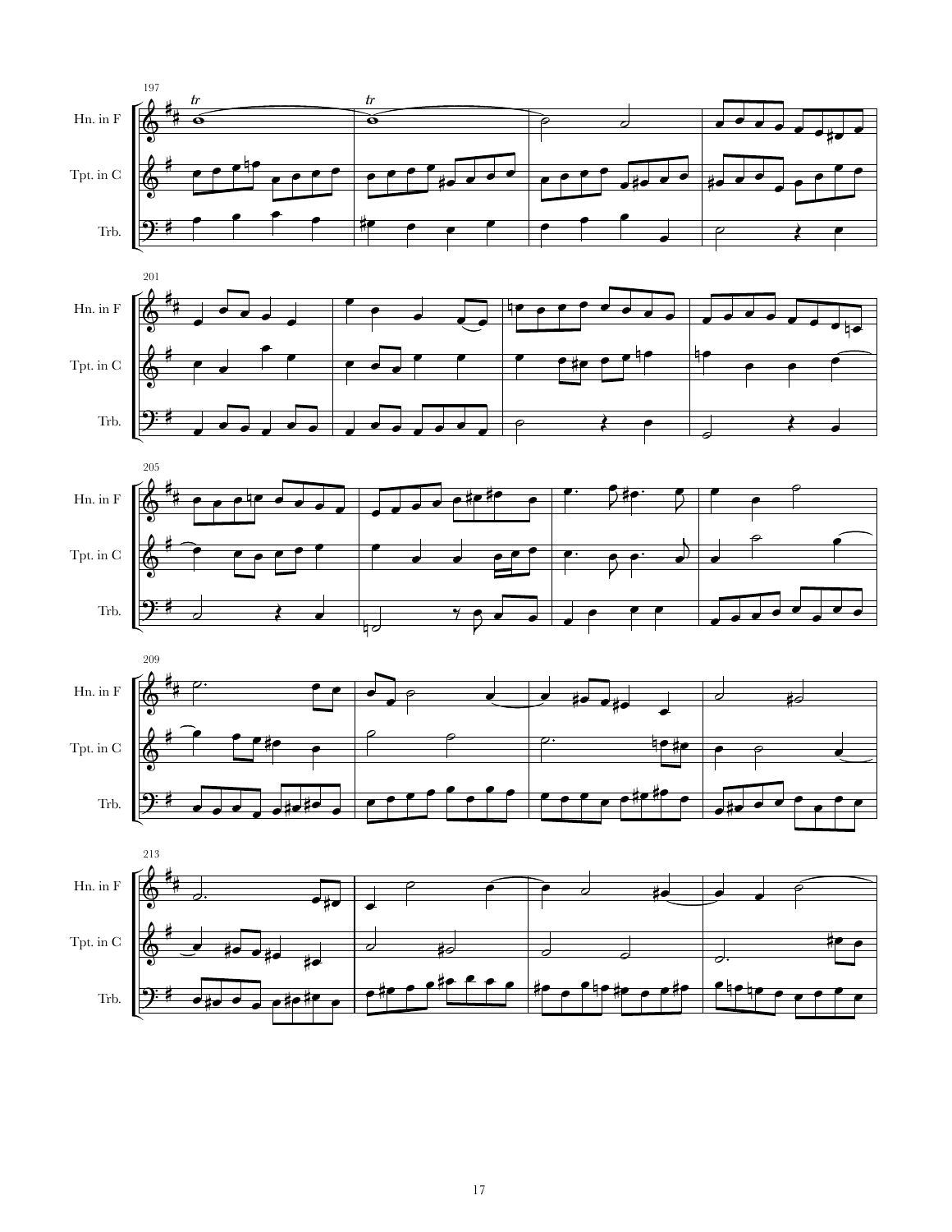197

Hn. in F

Tpt. in C

Trb.

201

205

209

213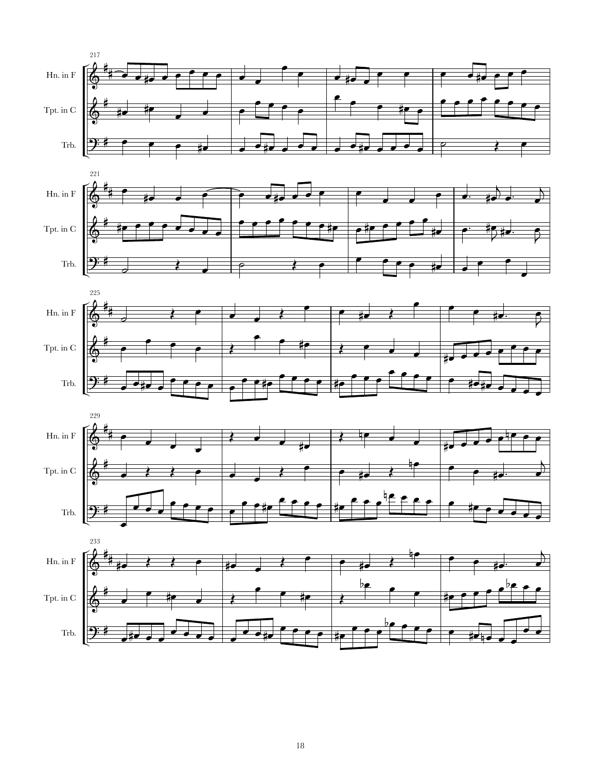217

Hn. in F

Tpt. in C

Trb.

221

Hn. in F

Tpt. in C

Trb.

225

Hn. in F

Tpt. in C

Trb.

229

Hn. in F

Tpt. in C

Trb.

233

Hn. in F

Tpt. in C

Trb.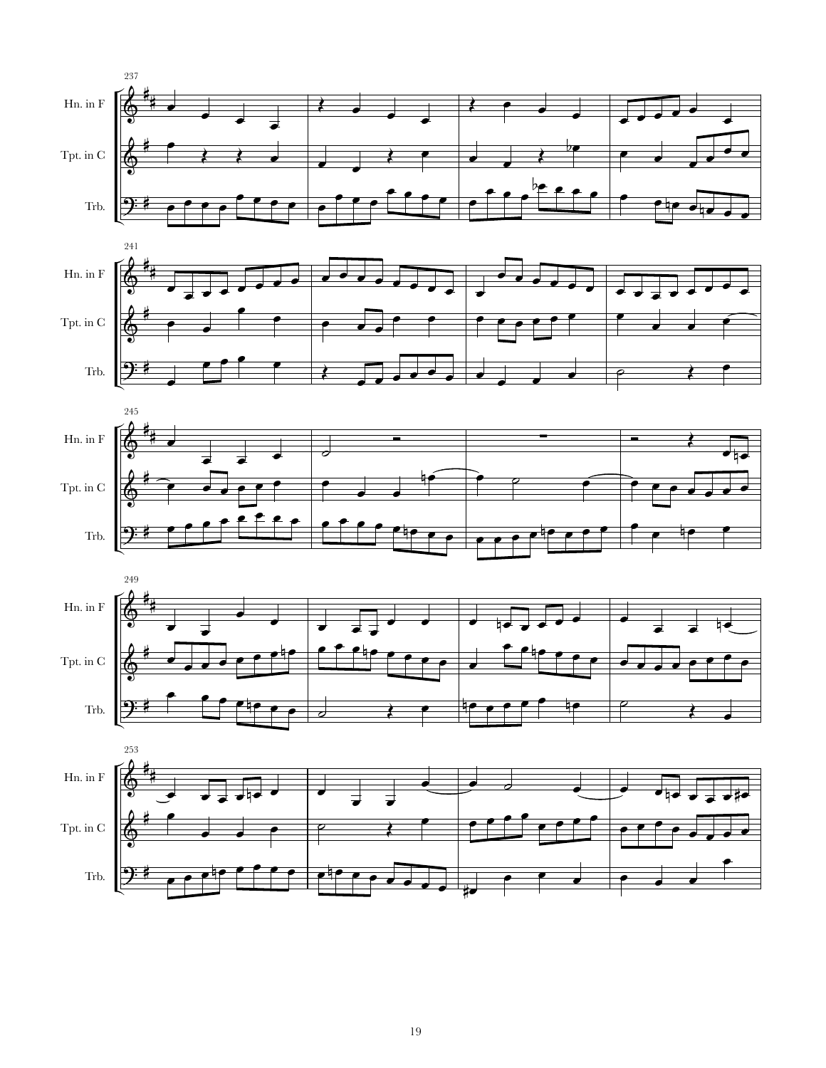Hn. in F

Tpt. in C

Trb.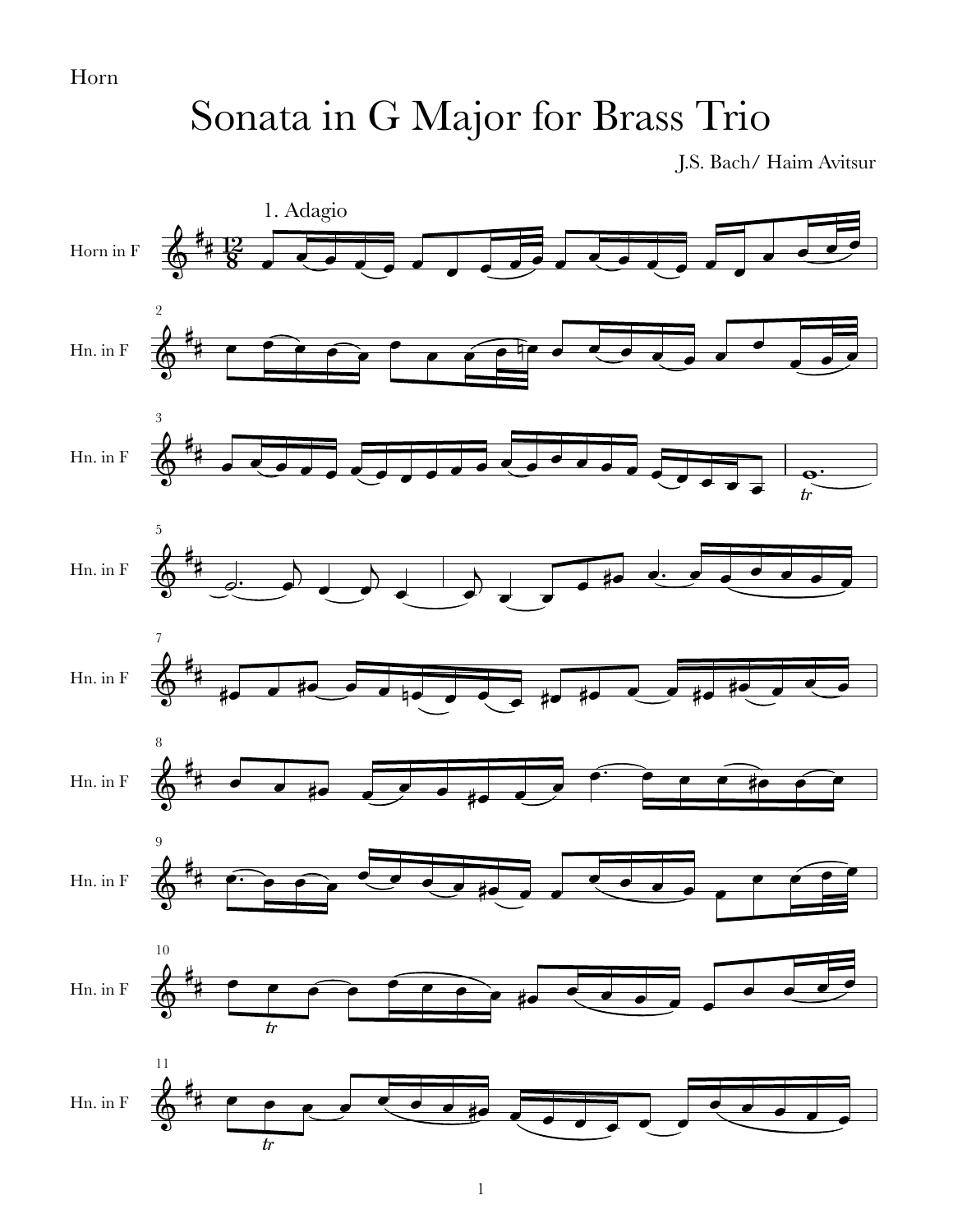Horn

# Sonata in G Major for Brass Trio

J.S. Bach/ Haim Avitsur

1. Adagio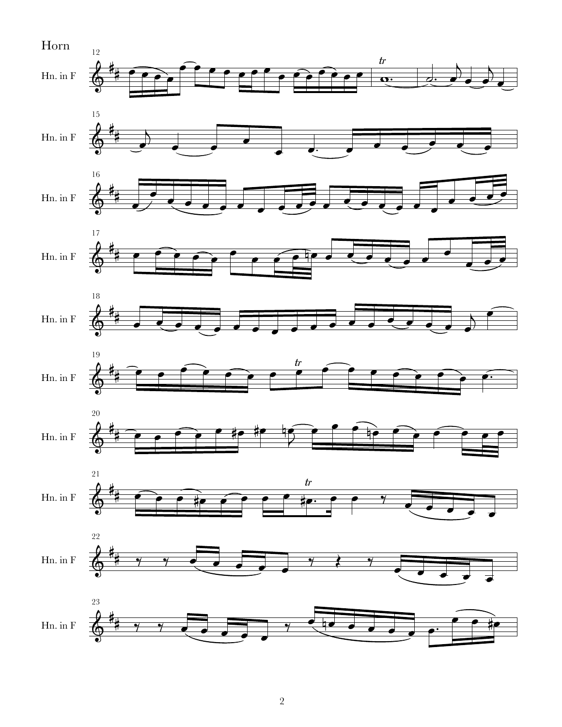Horn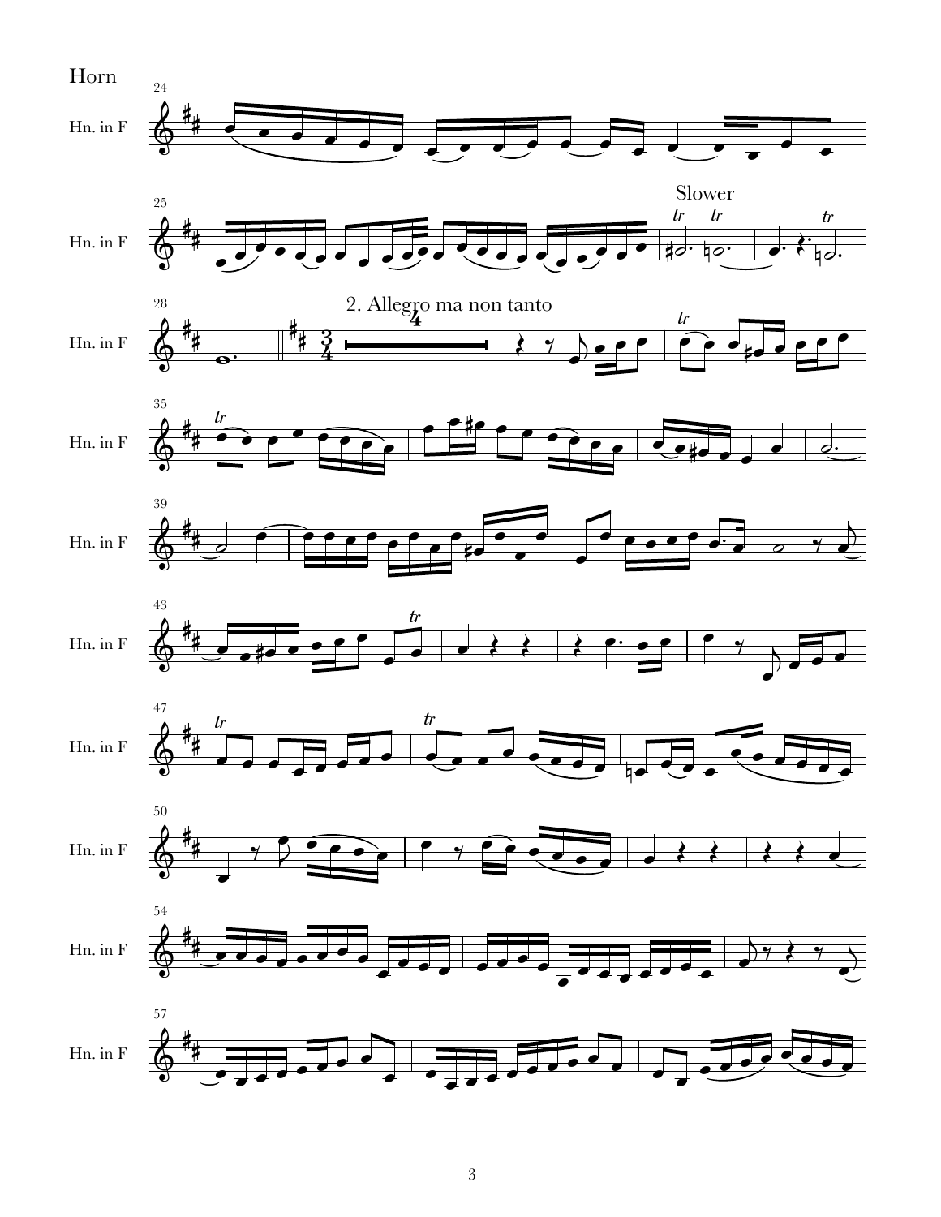Horn

Slower

## 2. Allegro ma non tanto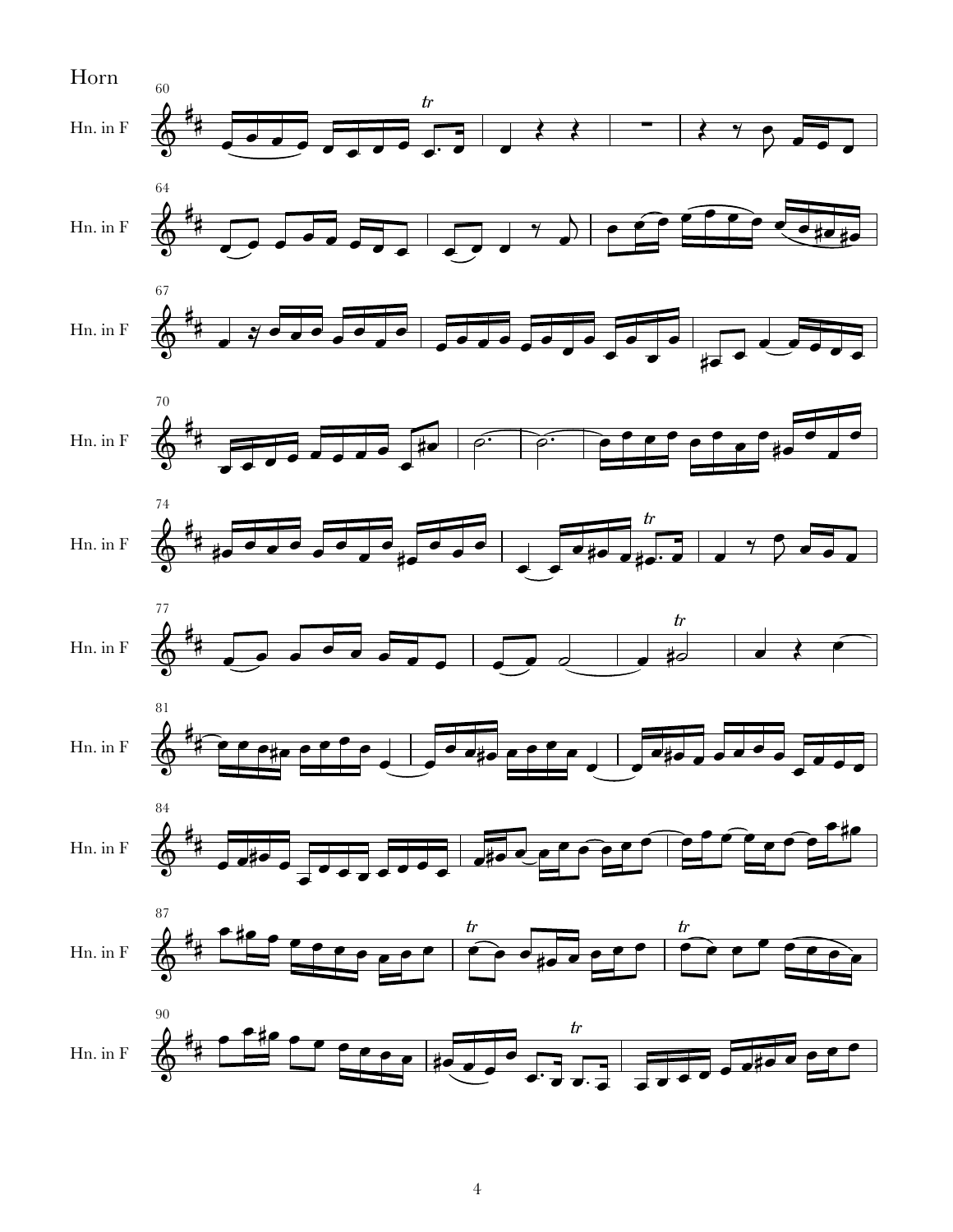Horn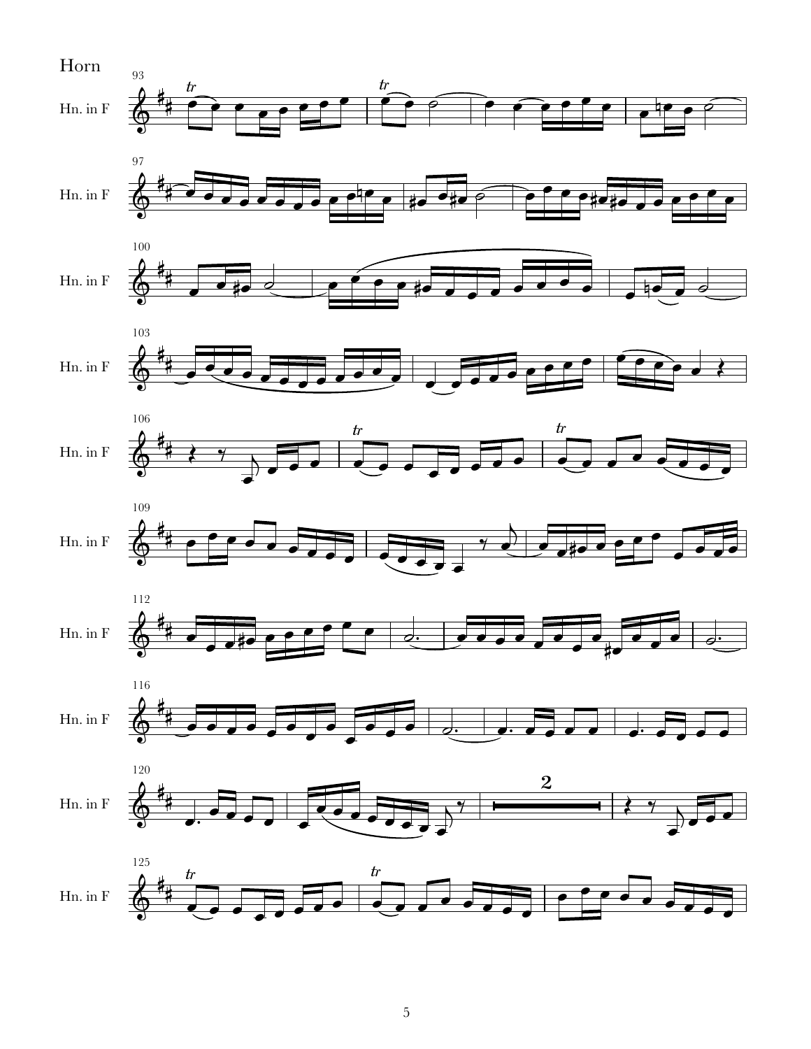Horn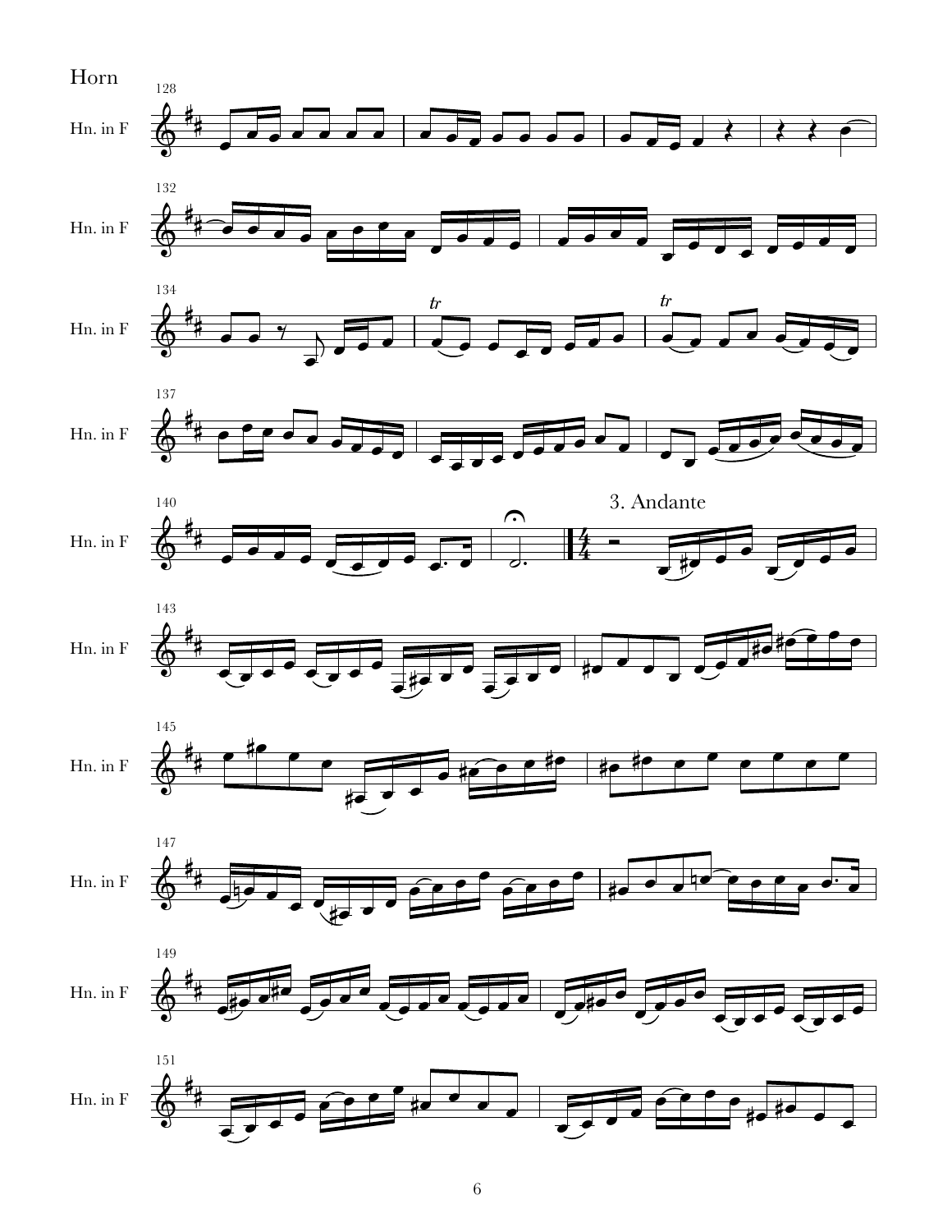Horn

3. Andante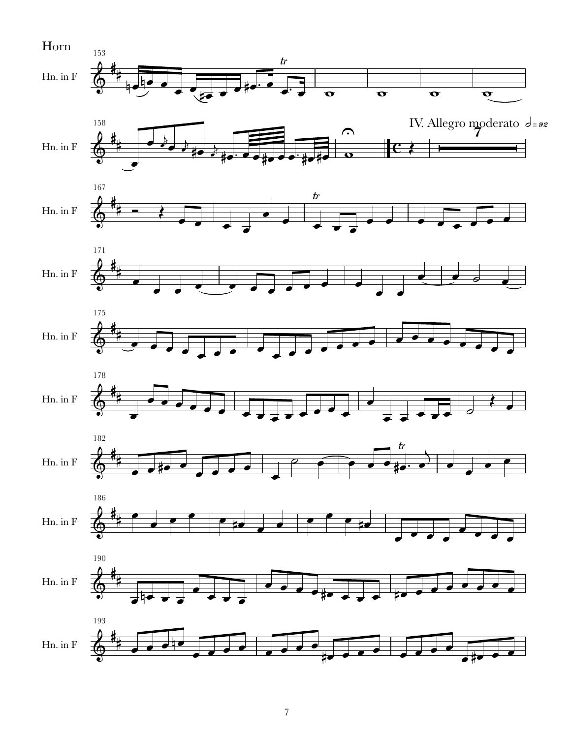Horn

IV. Allegro moderato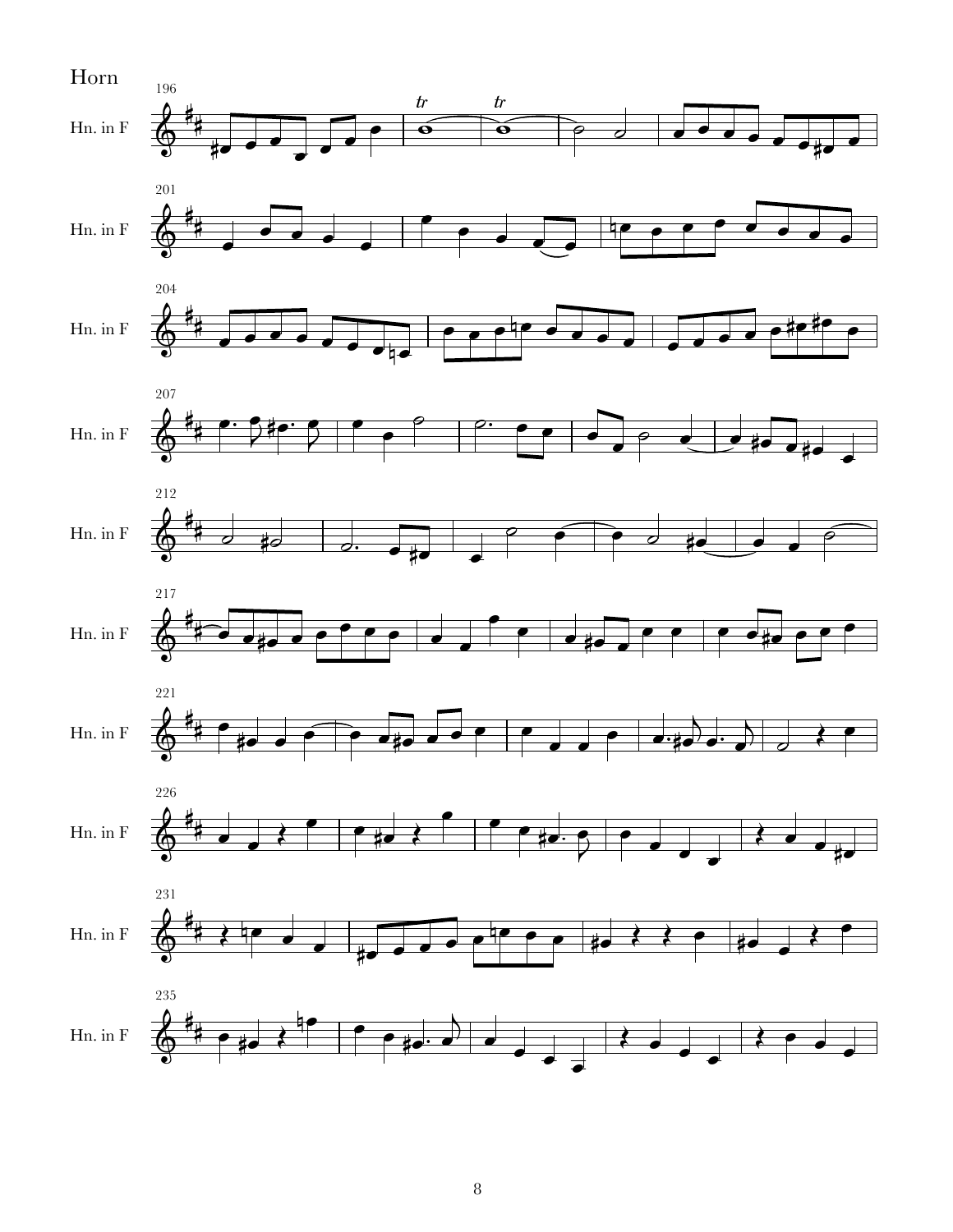Horn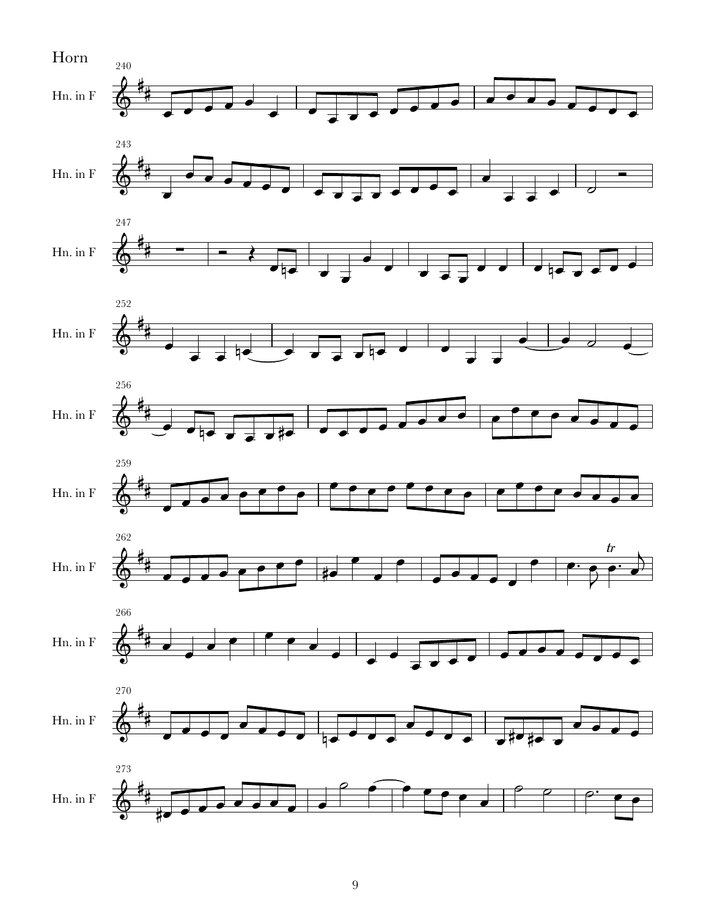Horn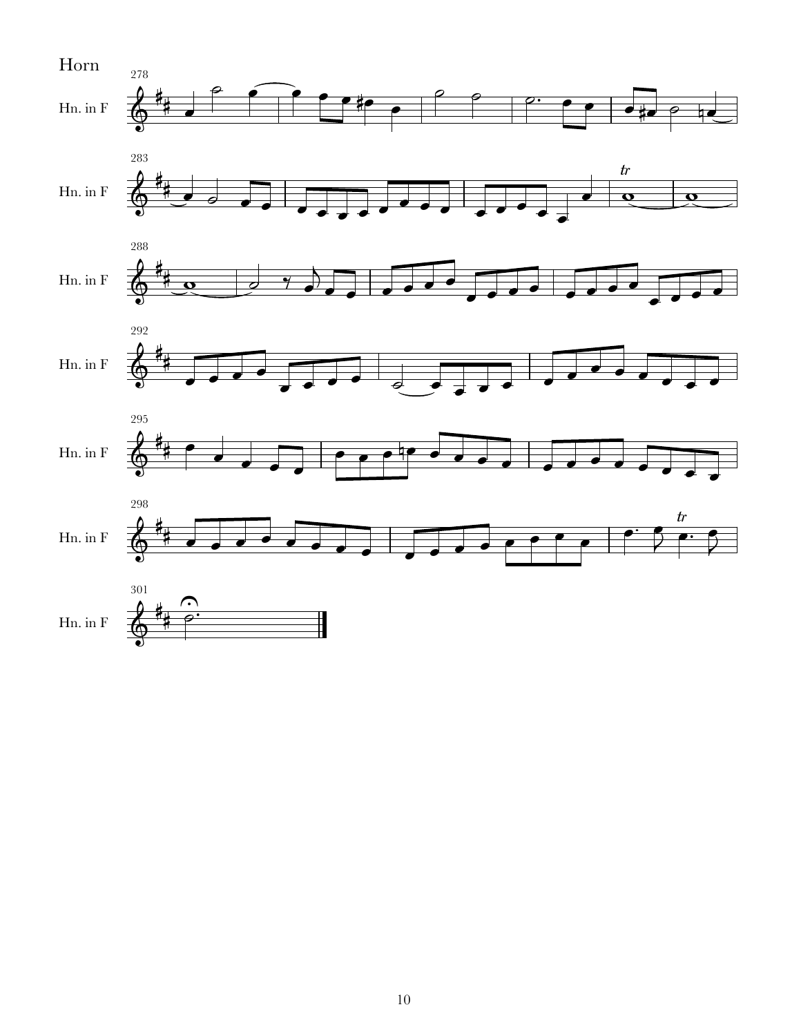# Horn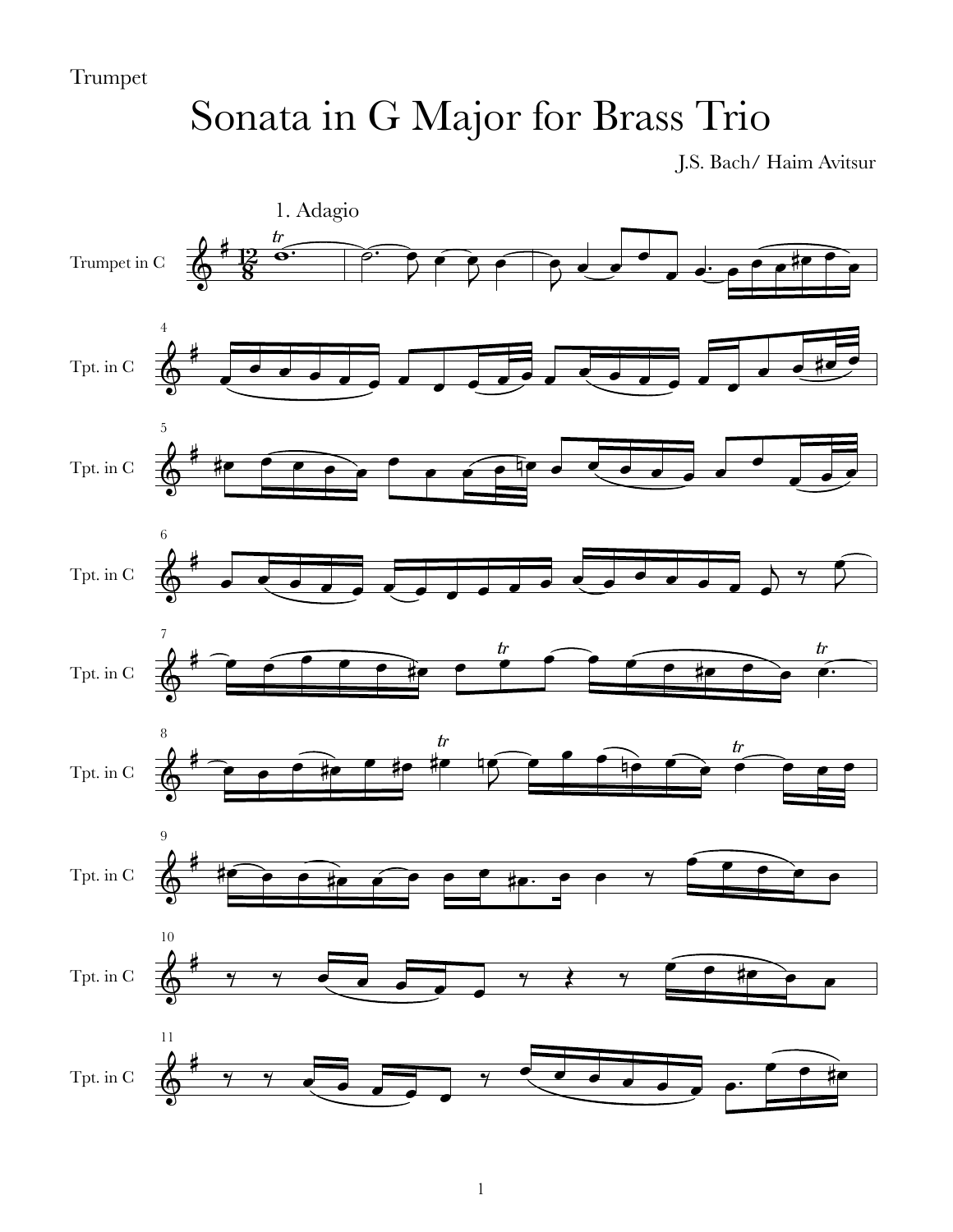Trumpet

# Sonata in G Major for Brass Trio

J.S. Bach/ Haim Avitsur

1. Adagio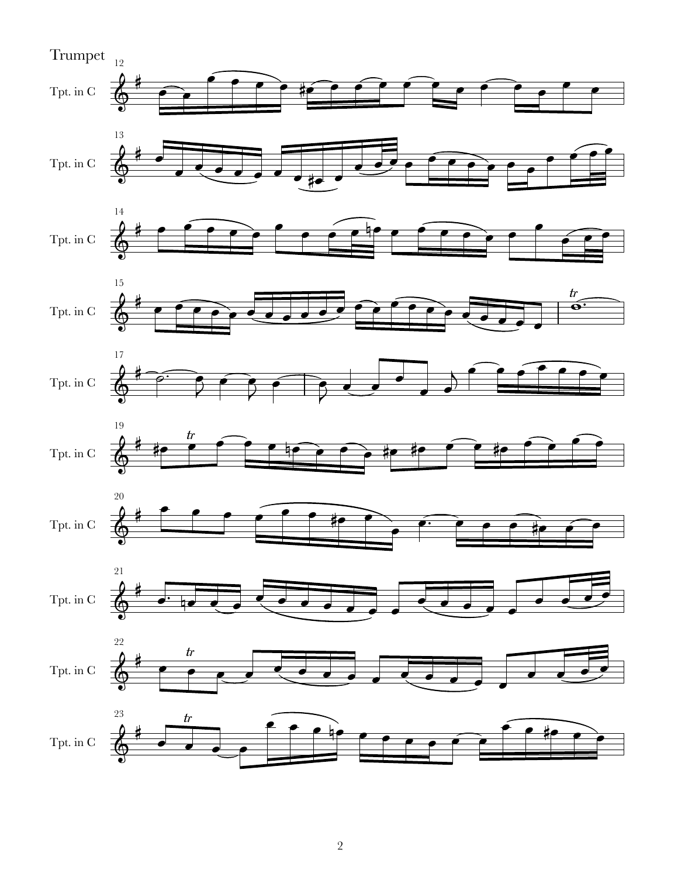Trumpet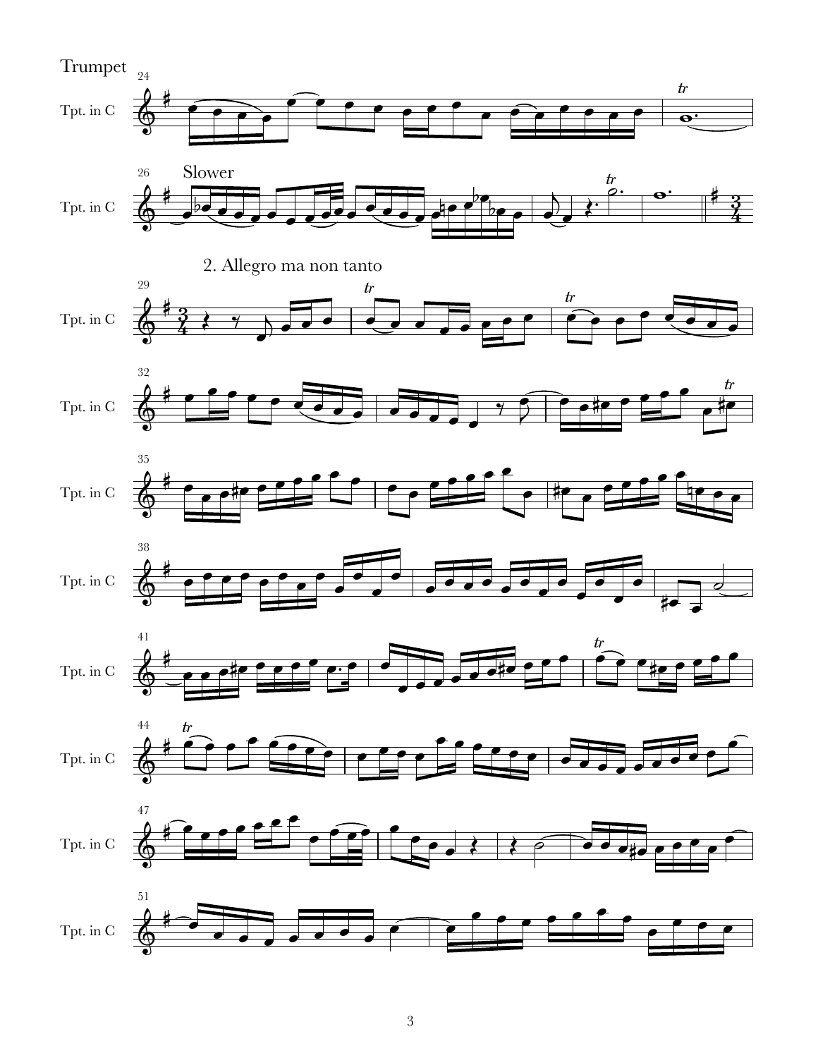Trumpet

Slower

2. Allegro ma non tanto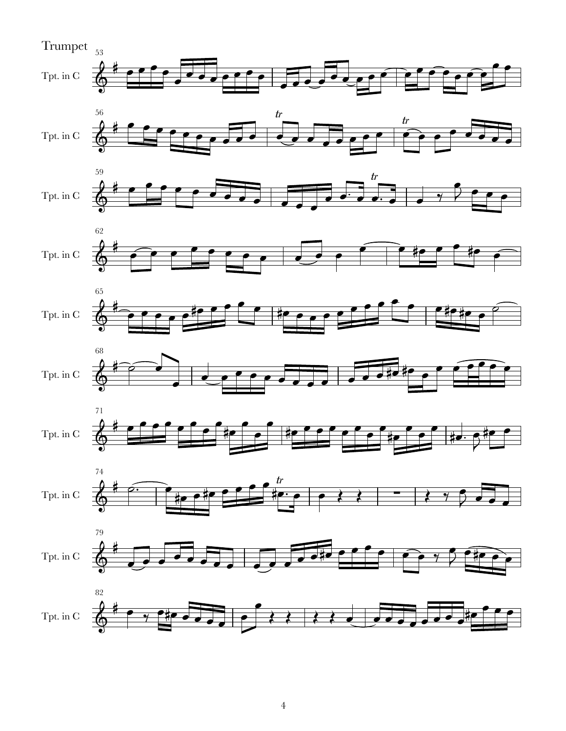Trumpet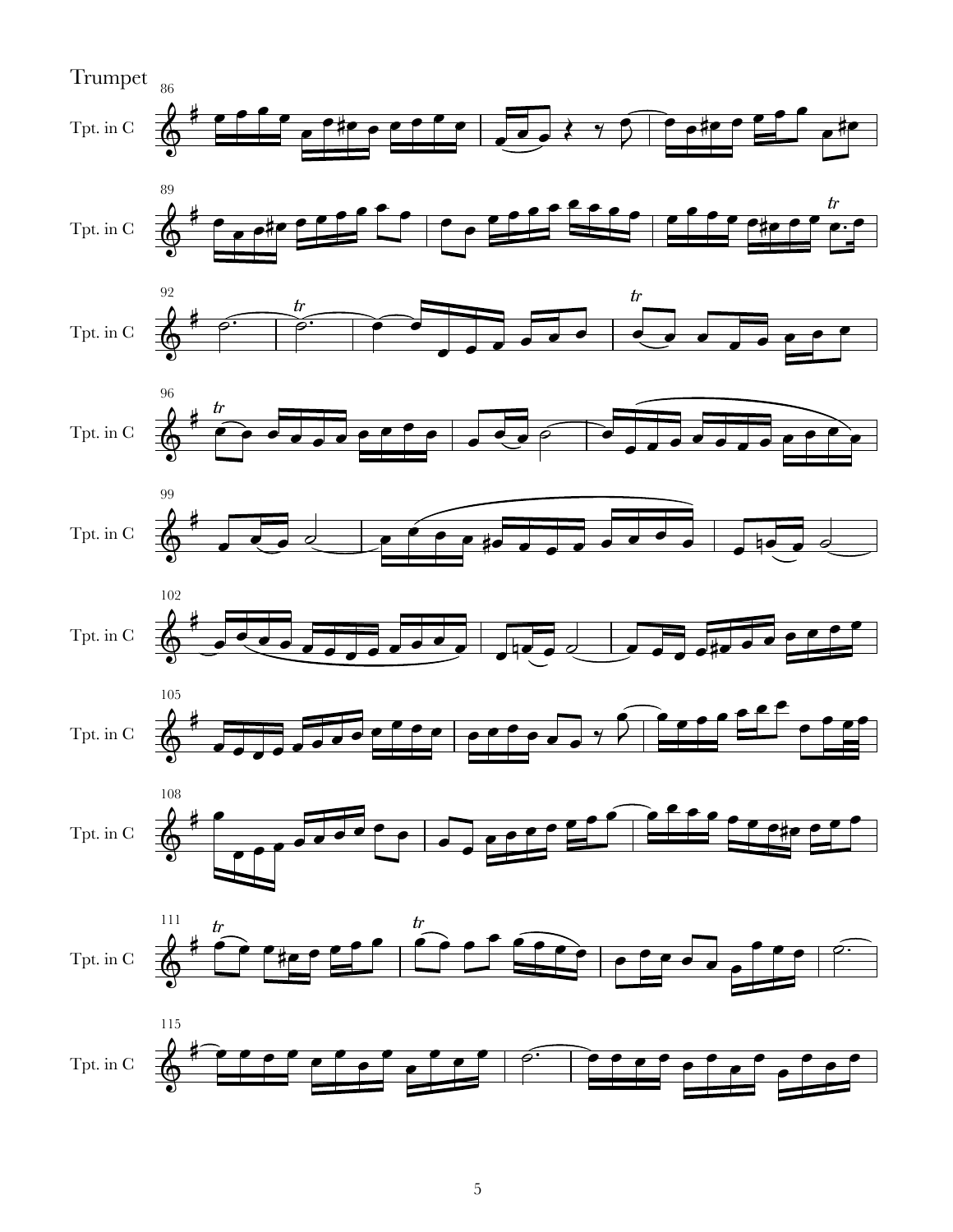Trumpet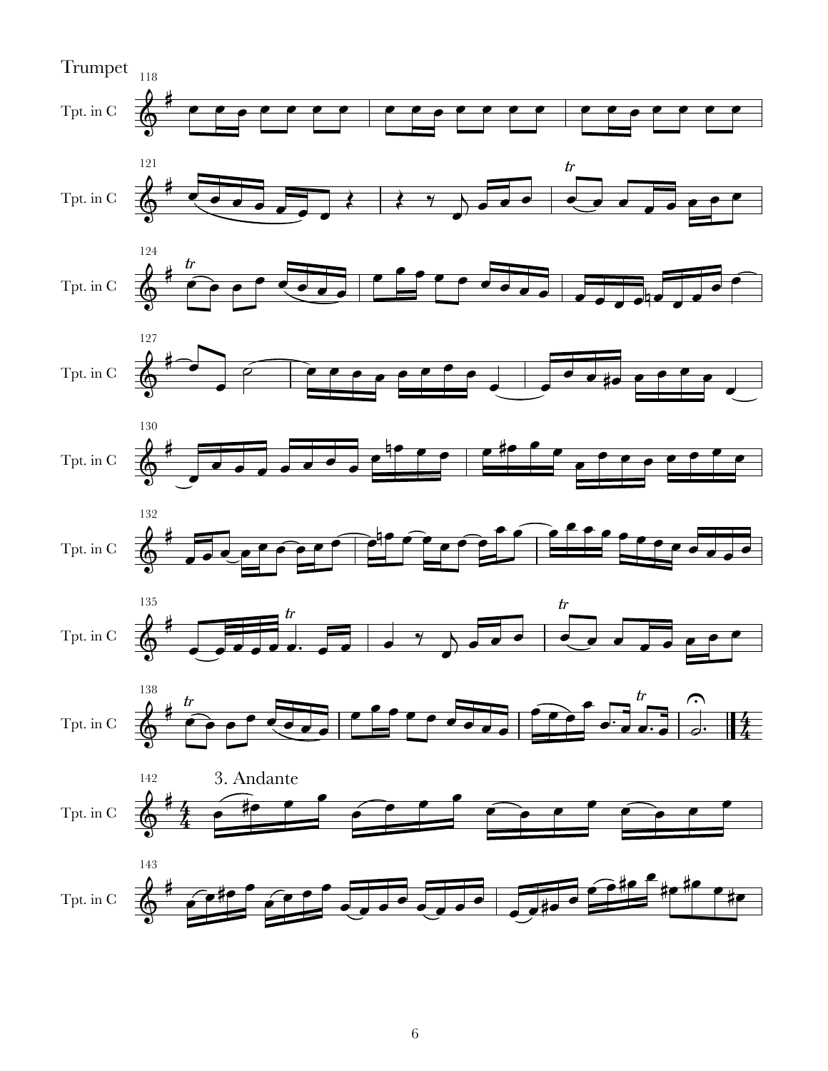Trumpet

3. Andante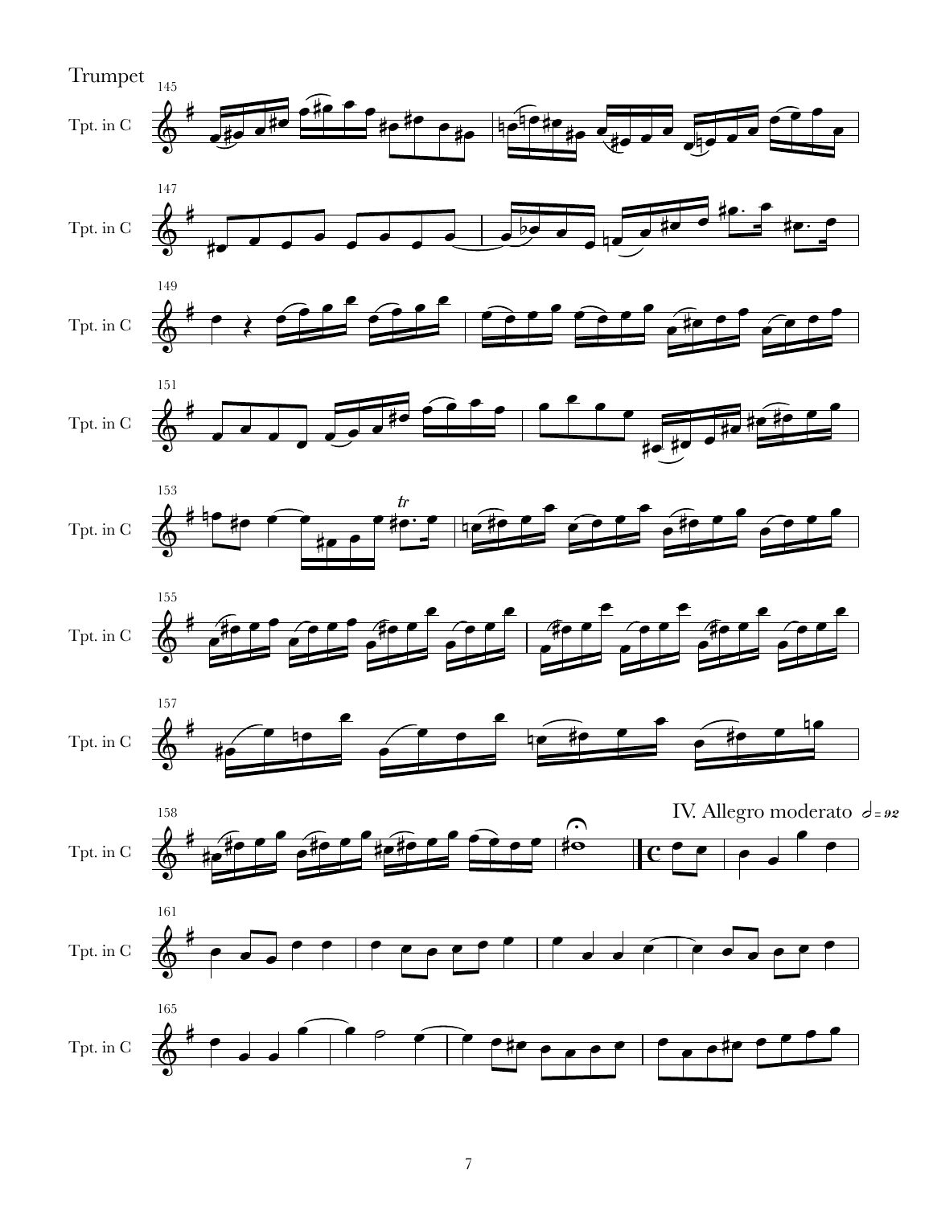Trumpet

IV. Allegro moderato 𝅗𝅥 = 92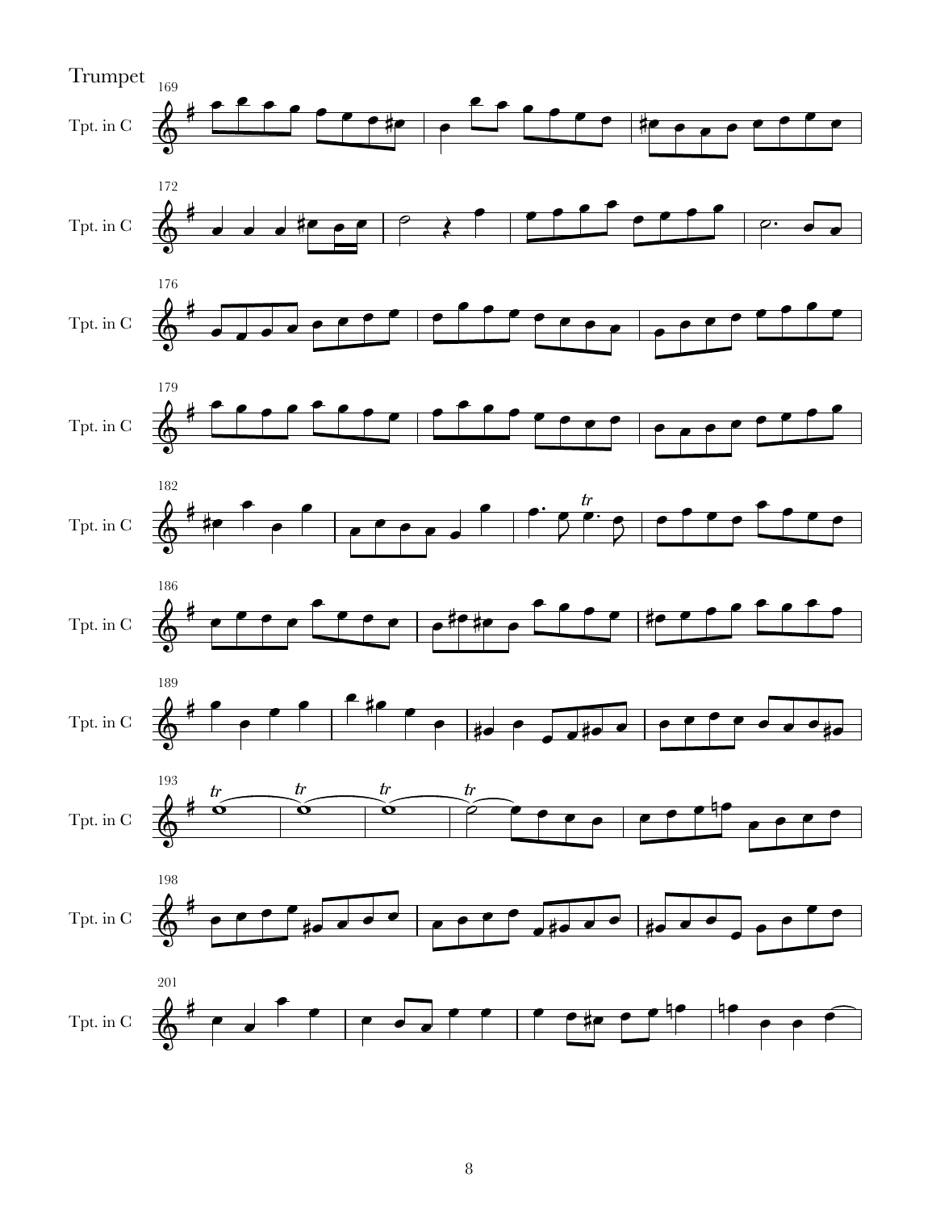Trumpet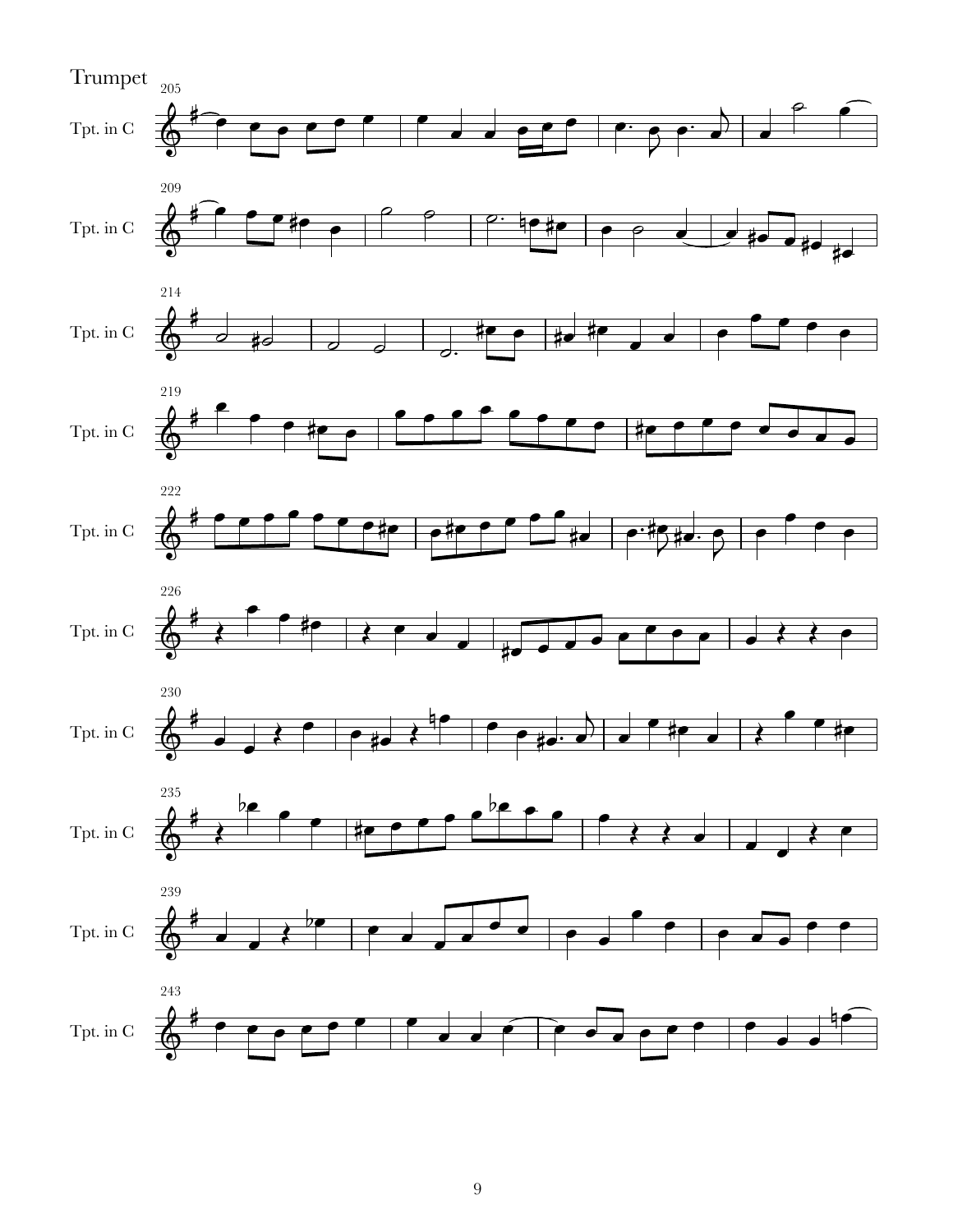Trumpet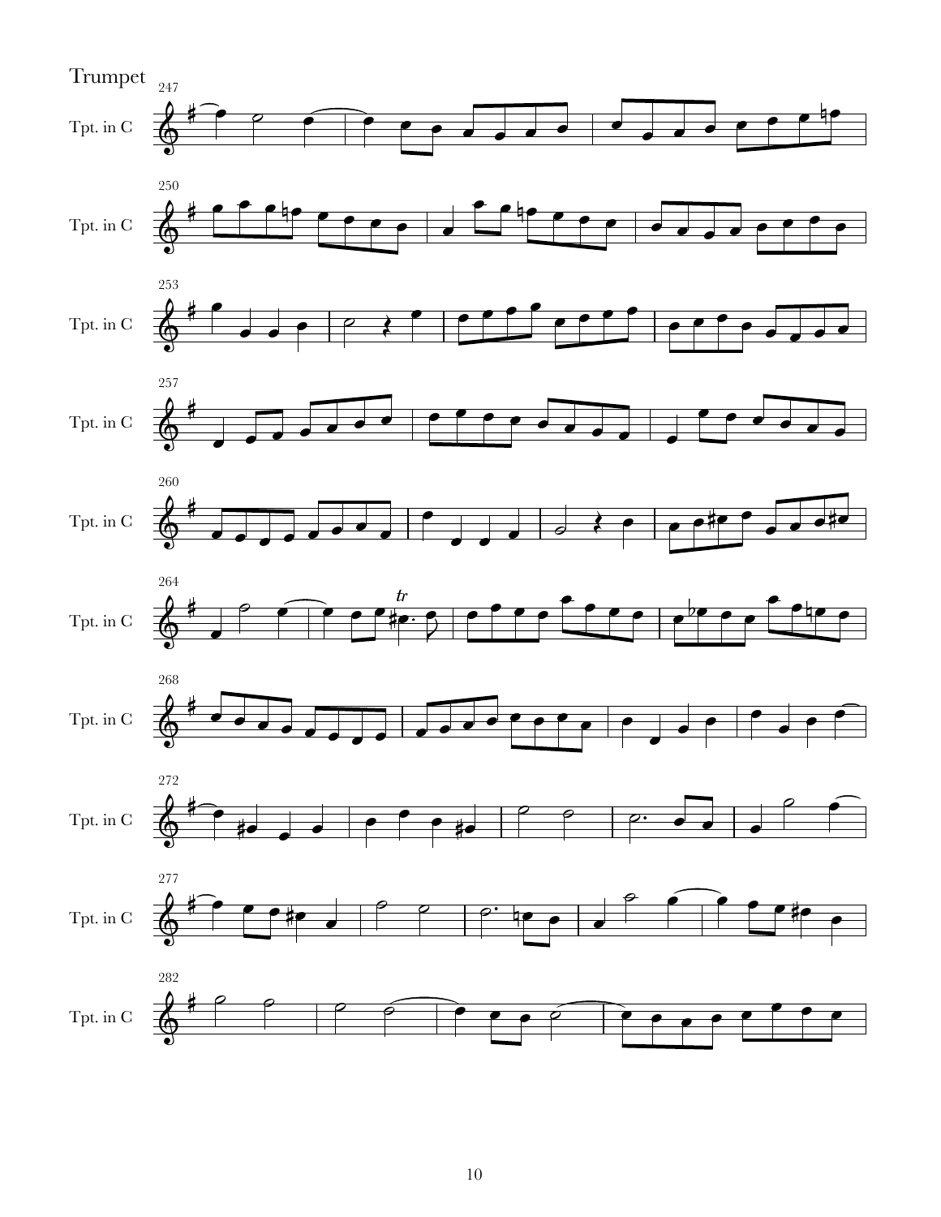Trumpet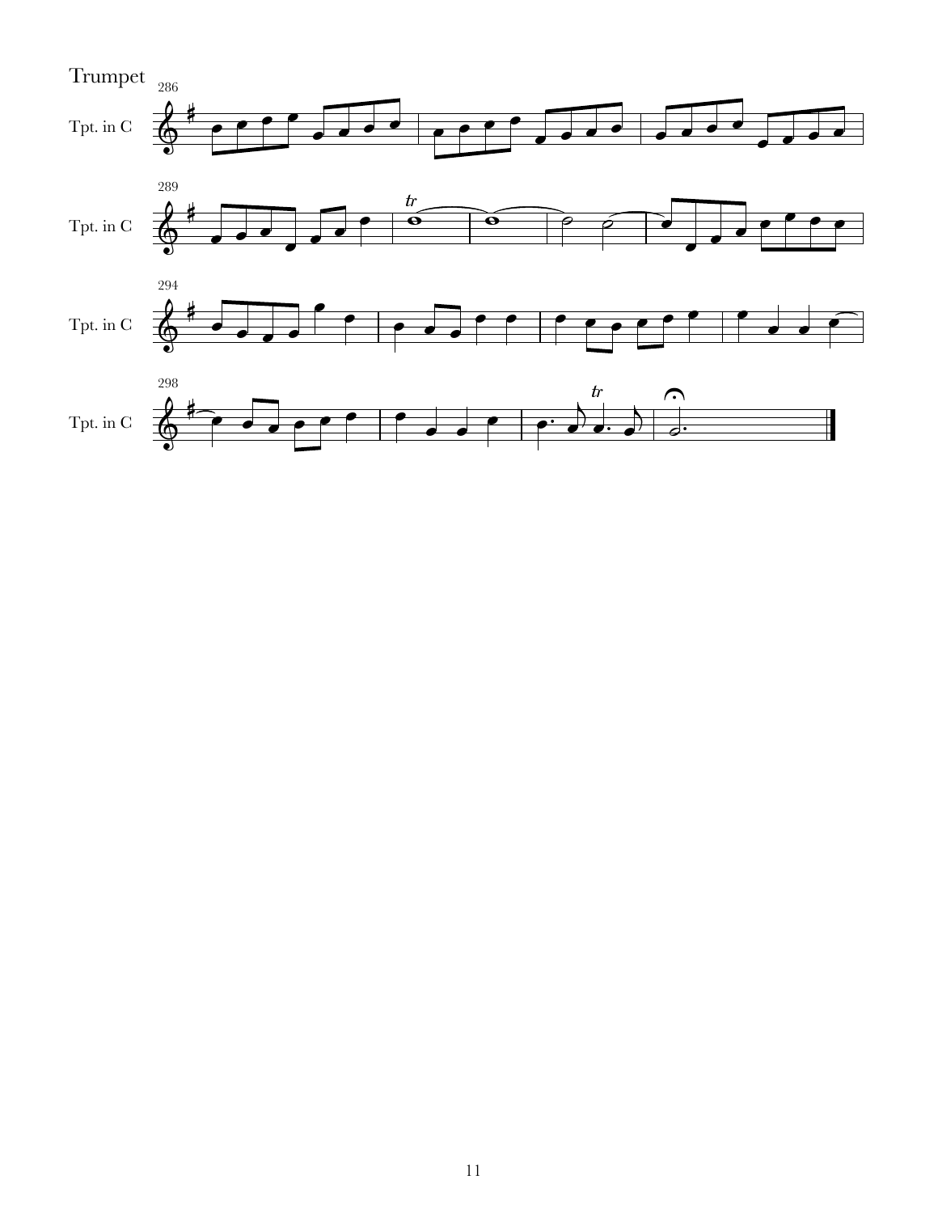Trumpet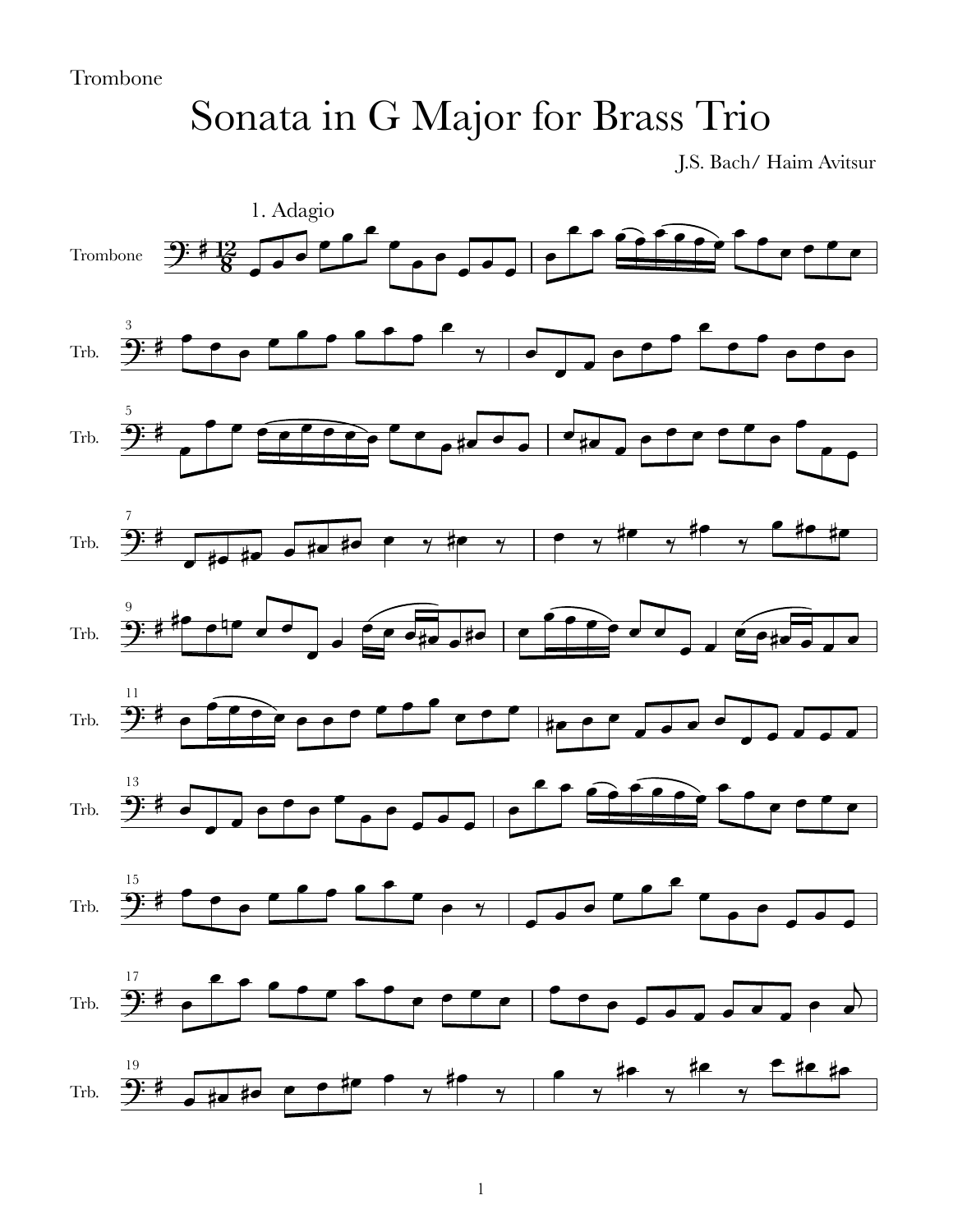Trombone

# Sonata in G Major for Brass Trio

J.S. Bach/ Haim Avitsur

1. Adagio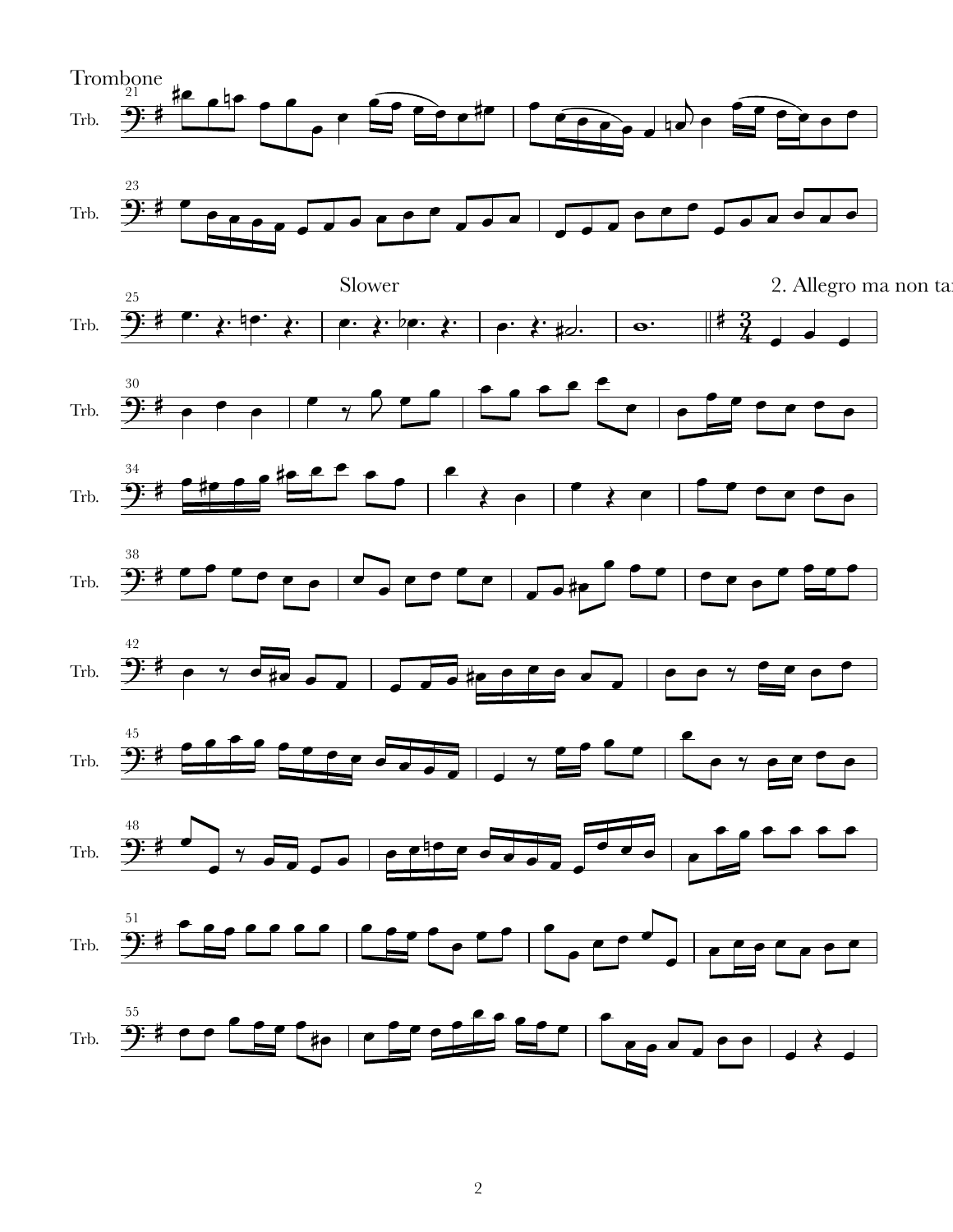Trombone

Slower

2. Allegro ma non tanto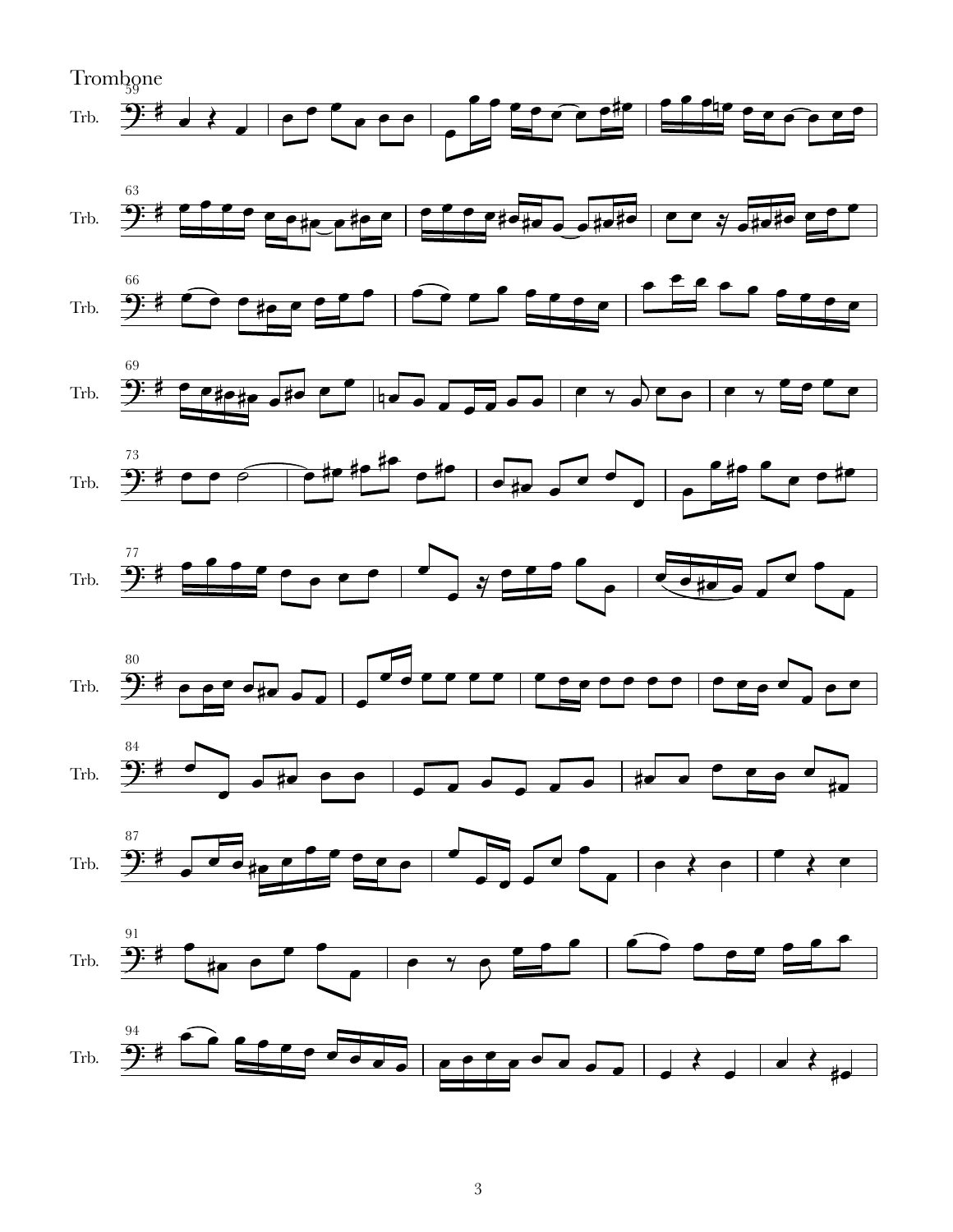Trombone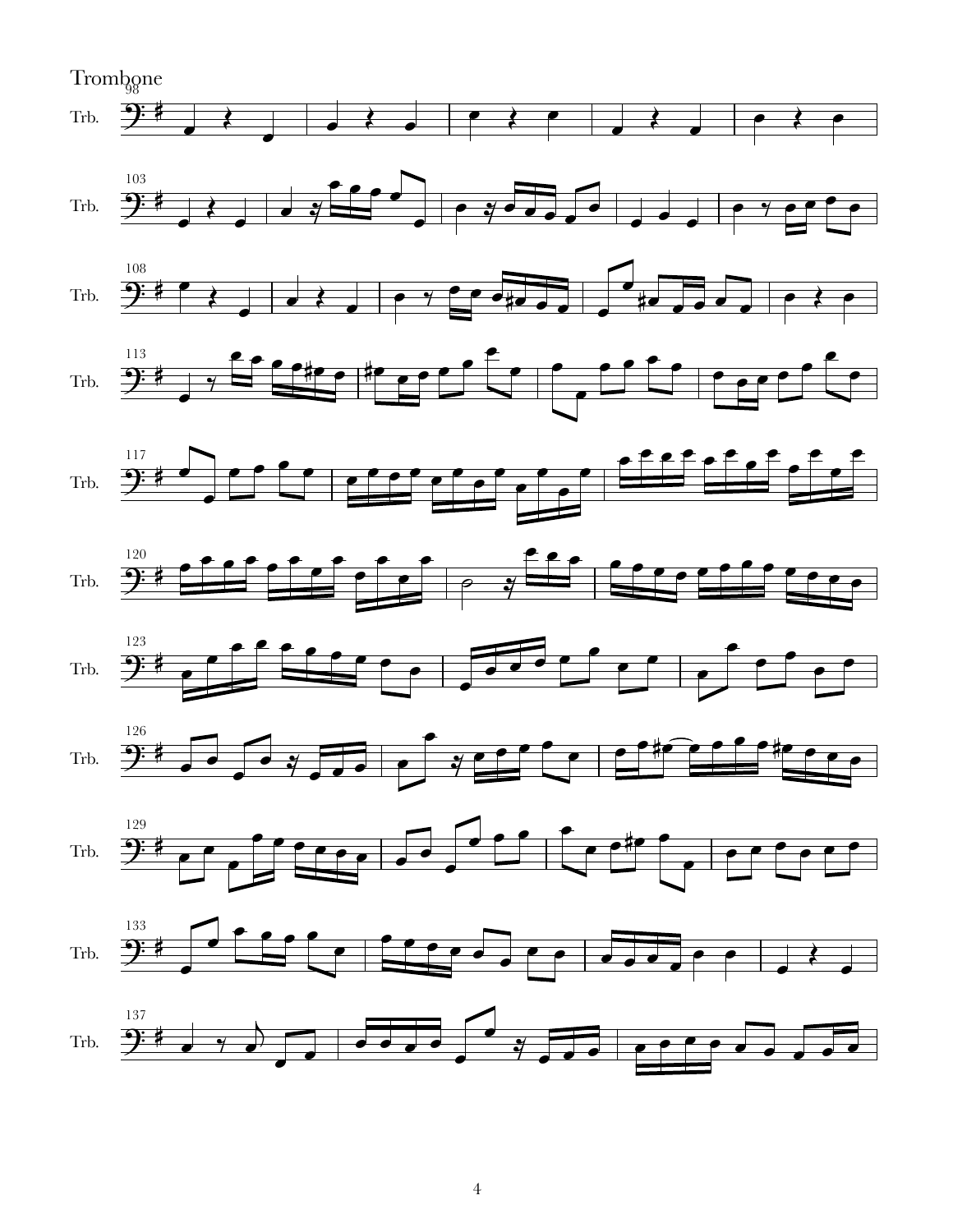Trombone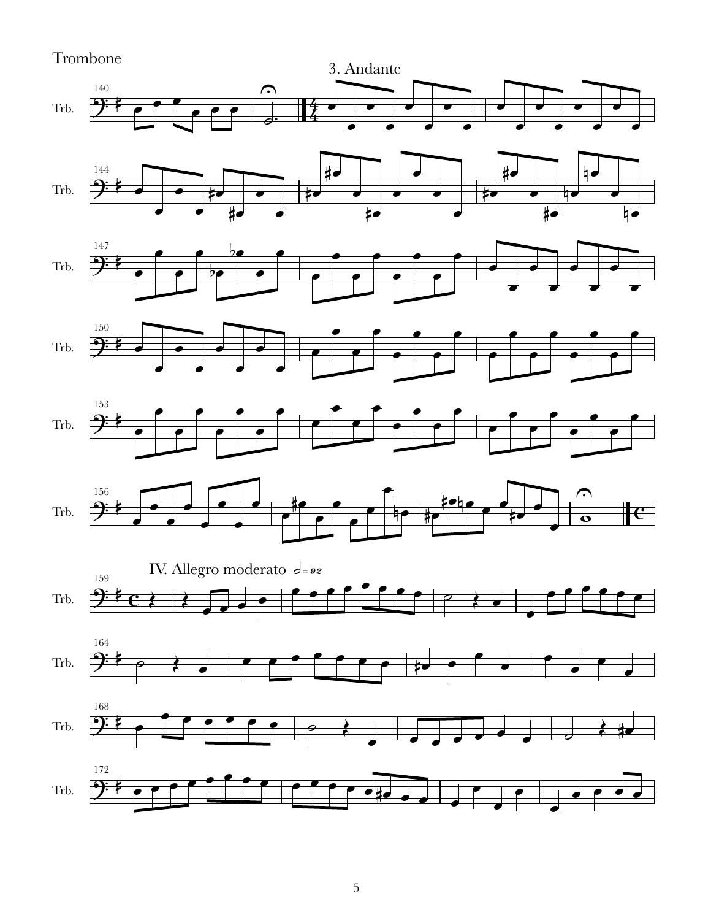Trombone

3. Andante

IV. Allegro moderato 𝅗𝅥 = 92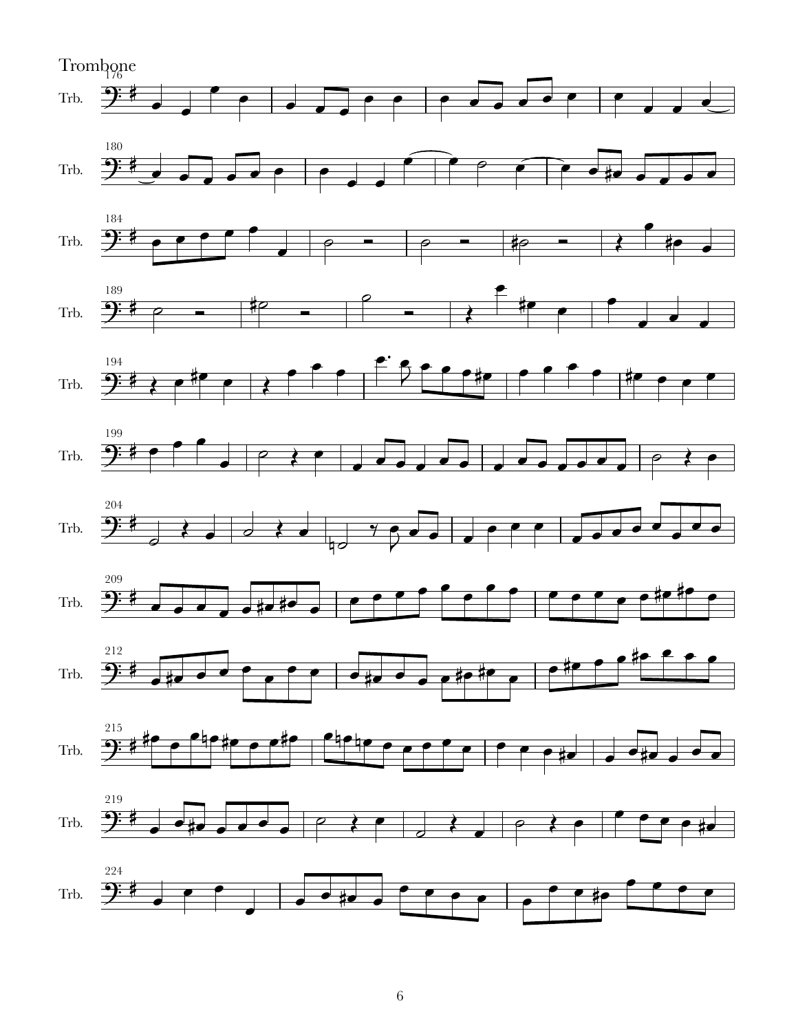Trombone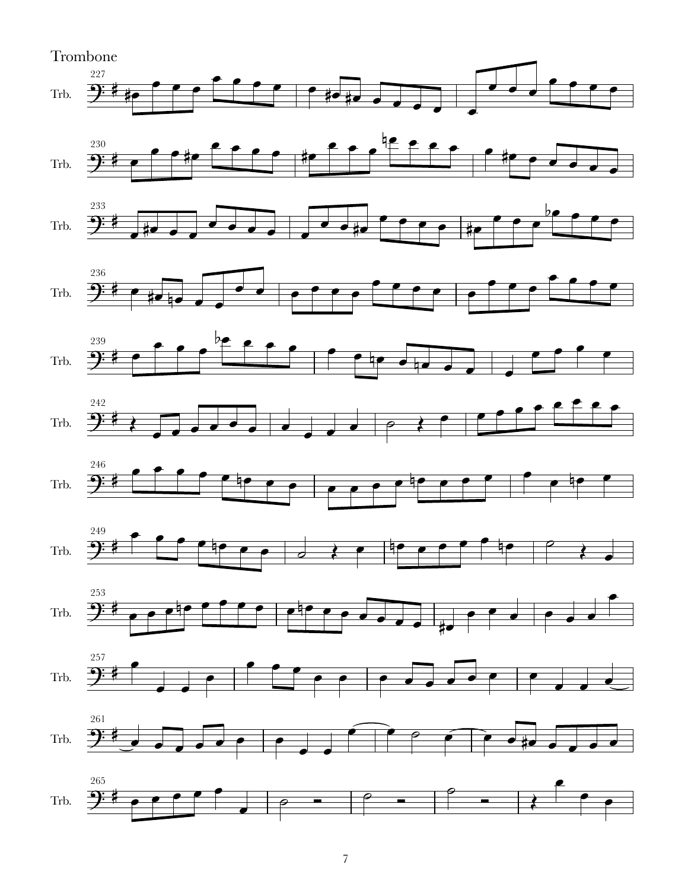Trombone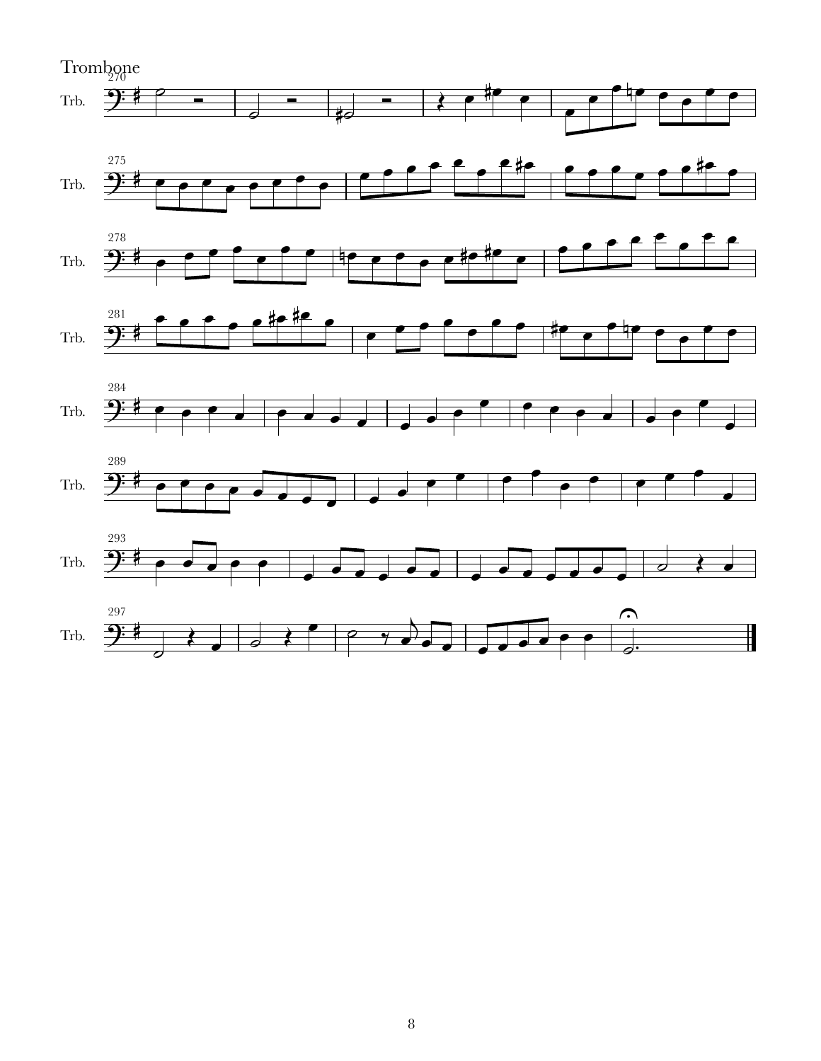Trombone